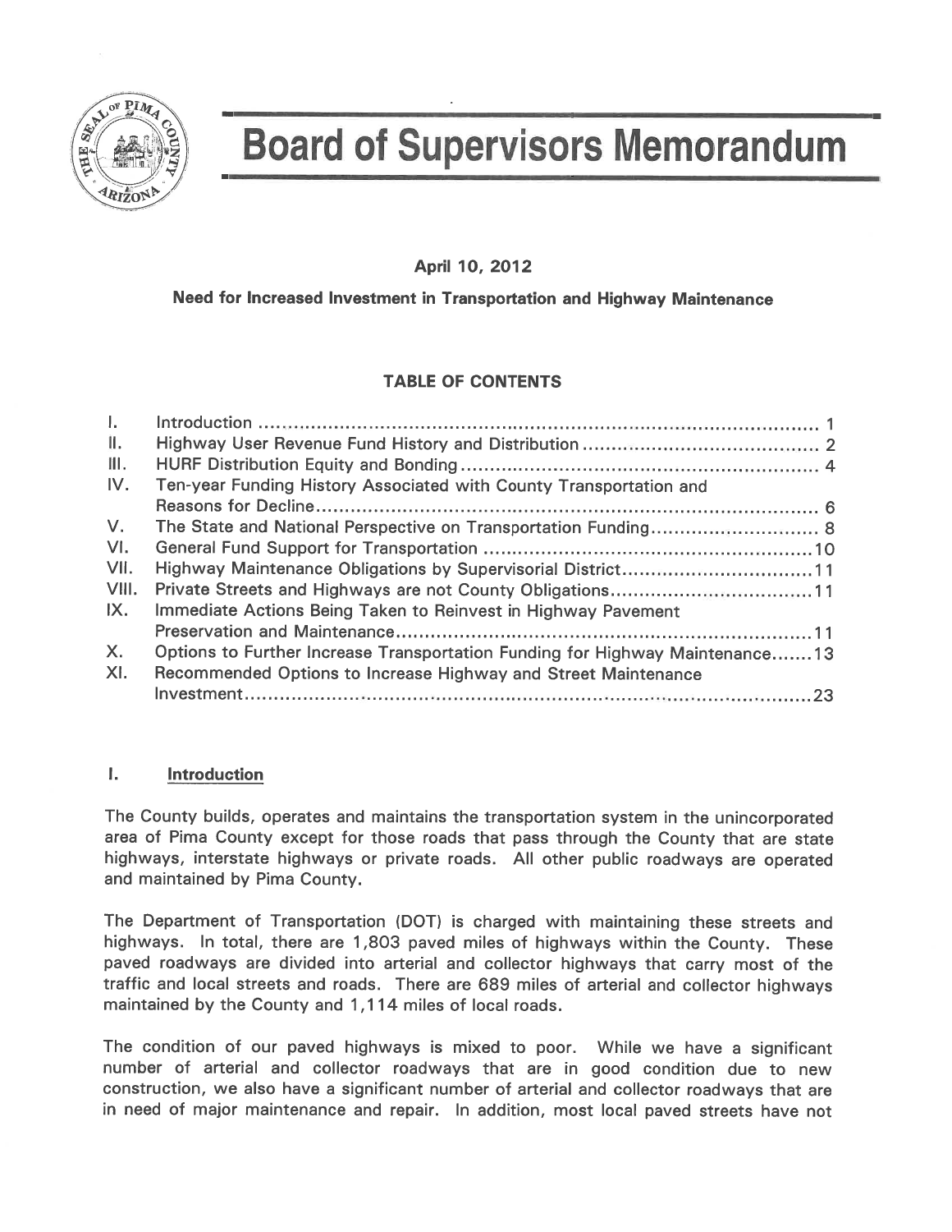# Board of Supervisors Memorandum

**April 10, 2012**

**Need for Increased Investment in Transportation and Highway Maintenance**

**TABLE OF CONTENTS**

| | | |
|---|---|---|
| I. | Introduction | 1 |
| II. | Highway User Revenue Fund History and Distribution | 2 |
| III. | HURF Distribution Equity and Bonding | 4 |
| IV. | Ten-year Funding History Associated with County Transportation and Reasons for Decline | 6 |
| V. | The State and National Perspective on Transportation Funding | 8 |
| VI. | General Fund Support for Transportation | 10 |
| VII. | Highway Maintenance Obligations by Supervisorial District | 11 |
| VIII. | Private Streets and Highways are not County Obligations | 11 |
| IX. | Immediate Actions Being Taken to Reinvest in Highway Pavement Preservation and Maintenance | 11 |
| X. | Options to Further Increase Transportation Funding for Highway Maintenance | 13 |
| XI. | Recommended Options to Increase Highway and Street Maintenance Investment | 23 |

## I. Introduction

The County builds, operates and maintains the transportation system in the unincorporated area of Pima County except for those roads that pass through the County that are state highways, interstate highways or private roads. All other public roadways are operated and maintained by Pima County.

The Department of Transportation (DOT) is charged with maintaining these streets and highways. In total, there are 1,803 paved miles of highways within the County. These paved roadways are divided into arterial and collector highways that carry most of the traffic and local streets and roads. There are 689 miles of arterial and collector highways maintained by the County and 1,114 miles of local roads.

The condition of our paved highways is mixed to poor. While we have a significant number of arterial and collector roadways that are in good condition due to new construction, we also have a significant number of arterial and collector roadways that are in need of major maintenance and repair. In addition, most local paved streets have not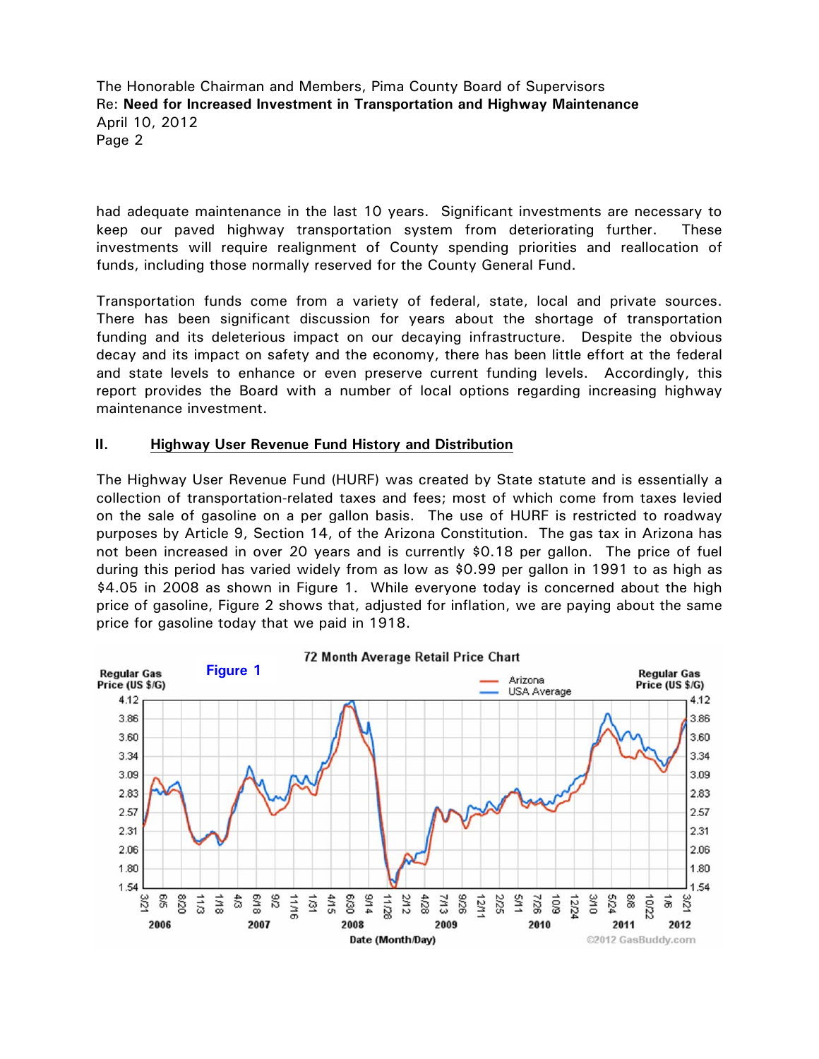had adequate maintenance in the last 10 years. Significant investments are necessary to keep our paved highway transportation system from deteriorating further. These investments will require realignment of County spending priorities and reallocation of funds, including those normally reserved for the County General Fund.

Transportation funds come from a variety of federal, state, local and private sources. There has been significant discussion for years about the shortage of transportation funding and its deleterious impact on our decaying infrastructure. Despite the obvious decay and its impact on safety and the economy, there has been little effort at the federal and state levels to enhance or even preserve current funding levels. Accordingly, this report provides the Board with a number of local options regarding increasing highway maintenance investment.

## II. Highway User Revenue Fund History and Distribution

The Highway User Revenue Fund (HURF) was created by State statute and is essentially a collection of transportation-related taxes and fees; most of which come from taxes levied on the sale of gasoline on a per gallon basis. The use of HURF is restricted to roadway purposes by Article 9, Section 14, of the Arizona Constitution. The gas tax in Arizona has not been increased in over 20 years and is currently $0.18 per gallon. The price of fuel during this period has varied widely from as low as $0.99 per gallon in 1991 to as high as $4.05 in 2008 as shown in Figure 1. While everyone today is concerned about the high price of gasoline, Figure 2 shows that, adjusted for inflation, we are paying about the same price for gasoline today that we paid in 1918.

**Figure 1**

72 Month Average Retail Price Chart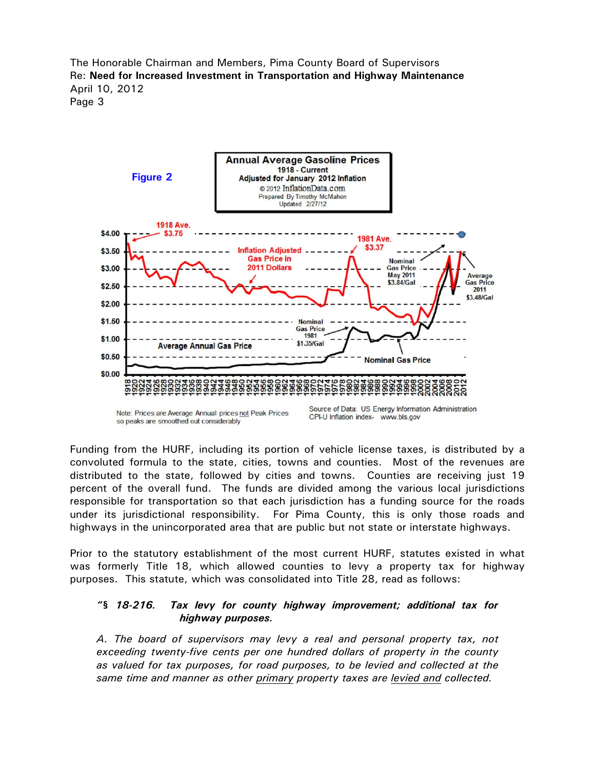**Figure 2**

Funding from the HURF, including its portion of vehicle license taxes, is distributed by a convoluted formula to the state, cities, towns and counties. Most of the revenues are distributed to the state, followed by cities and towns. Counties are receiving just 19 percent of the overall fund. The funds are divided among the various local jurisdictions responsible for transportation so that each jurisdiction has a funding source for the roads under its jurisdictional responsibility. For Pima County, this is only those roads and highways in the unincorporated area that are public but not state or interstate highways.

Prior to the statutory establishment of the most current HURF, statutes existed in what was formerly Title 18, which allowed counties to levy a property tax for highway purposes. This statute, which was consolidated into Title 28, read as follows:

> ***"§ 18-216. Tax levy for county highway improvement; additional tax for highway purposes.***
>
> *A. The board of supervisors may levy a real and personal property tax, not exceeding twenty-five cents per one hundred dollars of property in the county as valued for tax purposes, for road purposes, to be levied and collected at the same time and manner as other primary property taxes are levied and collected.*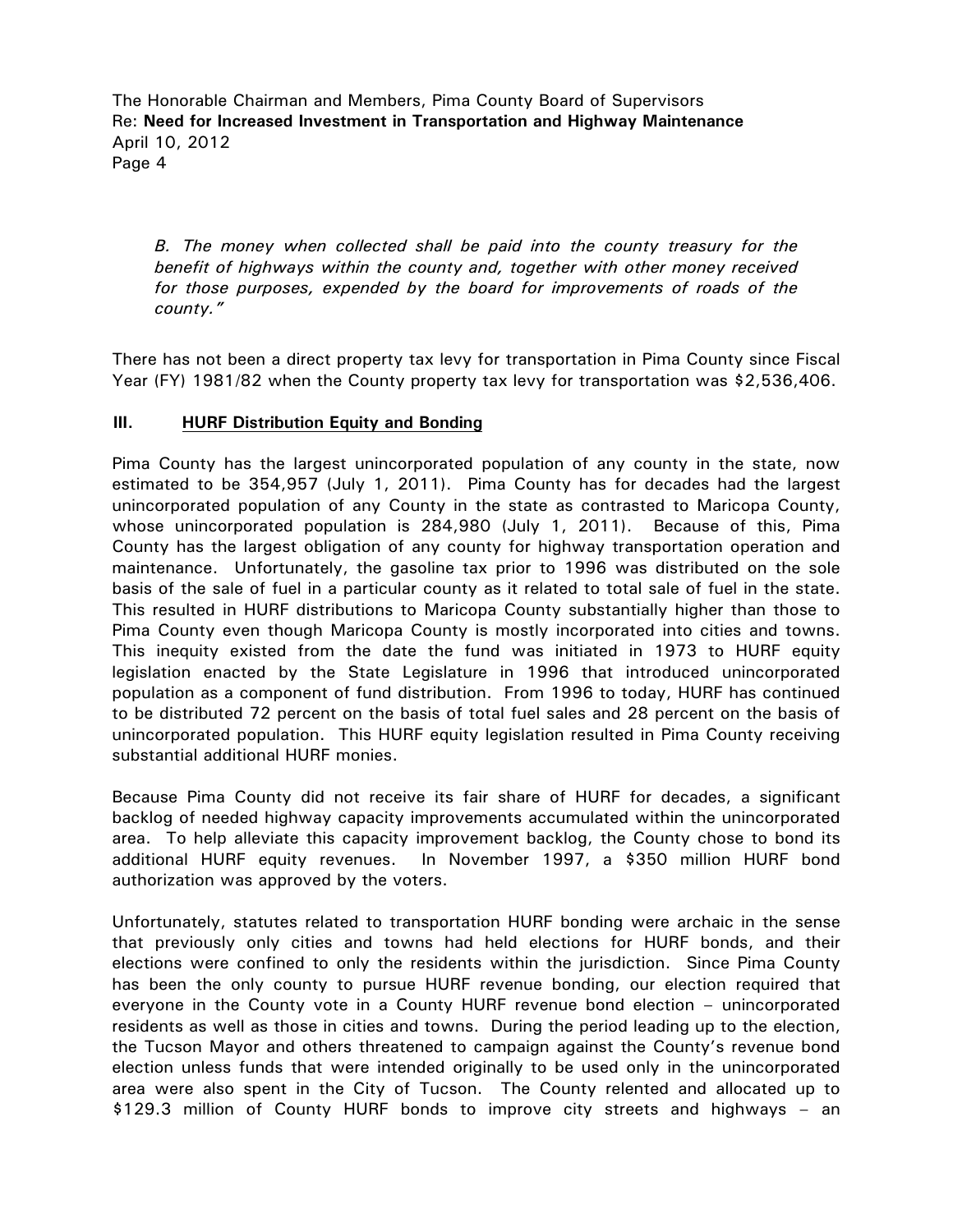*B. The money when collected shall be paid into the county treasury for the benefit of highways within the county and, together with other money received for those purposes, expended by the board for improvements of roads of the county."*

There has not been a direct property tax levy for transportation in Pima County since Fiscal Year (FY) 1981/82 when the County property tax levy for transportation was $2,536,406.

## III. HURF Distribution Equity and Bonding

Pima County has the largest unincorporated population of any county in the state, now estimated to be 354,957 (July 1, 2011). Pima County has for decades had the largest unincorporated population of any County in the state as contrasted to Maricopa County, whose unincorporated population is 284,980 (July 1, 2011). Because of this, Pima County has the largest obligation of any county for highway transportation operation and maintenance. Unfortunately, the gasoline tax prior to 1996 was distributed on the sole basis of the sale of fuel in a particular county as it related to total sale of fuel in the state. This resulted in HURF distributions to Maricopa County substantially higher than those to Pima County even though Maricopa County is mostly incorporated into cities and towns. This inequity existed from the date the fund was initiated in 1973 to HURF equity legislation enacted by the State Legislature in 1996 that introduced unincorporated population as a component of fund distribution. From 1996 to today, HURF has continued to be distributed 72 percent on the basis of total fuel sales and 28 percent on the basis of unincorporated population. This HURF equity legislation resulted in Pima County receiving substantial additional HURF monies.

Because Pima County did not receive its fair share of HURF for decades, a significant backlog of needed highway capacity improvements accumulated within the unincorporated area. To help alleviate this capacity improvement backlog, the County chose to bond its additional HURF equity revenues. In November 1997, a $350 million HURF bond authorization was approved by the voters.

Unfortunately, statutes related to transportation HURF bonding were archaic in the sense that previously only cities and towns had held elections for HURF bonds, and their elections were confined to only the residents within the jurisdiction. Since Pima County has been the only county to pursue HURF revenue bonding, our election required that everyone in the County vote in a County HURF revenue bond election – unincorporated residents as well as those in cities and towns. During the period leading up to the election, the Tucson Mayor and others threatened to campaign against the County's revenue bond election unless funds that were intended originally to be used only in the unincorporated area were also spent in the City of Tucson. The County relented and allocated up to $129.3 million of County HURF bonds to improve city streets and highways – an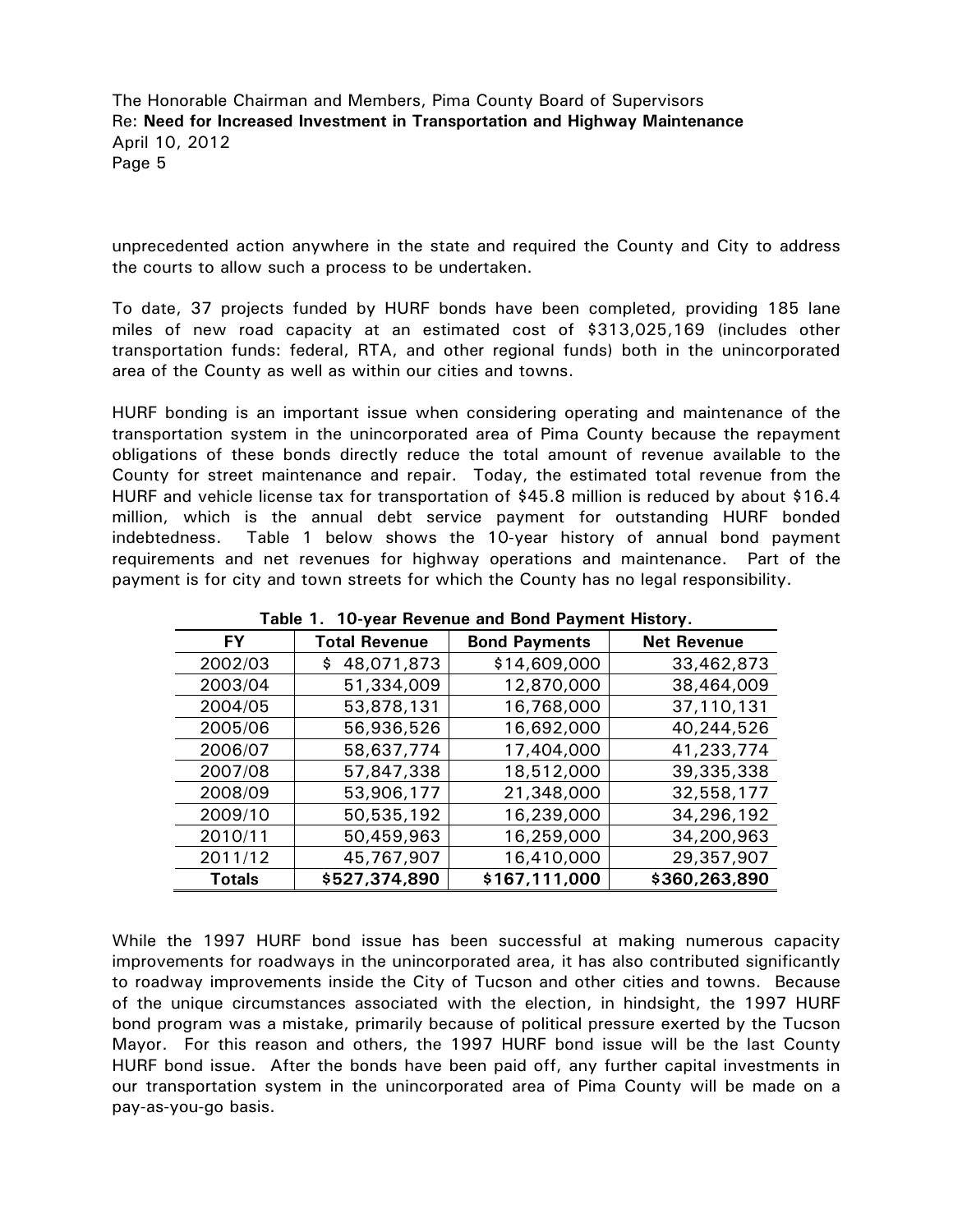unprecedented action anywhere in the state and required the County and City to address the courts to allow such a process to be undertaken.

To date, 37 projects funded by HURF bonds have been completed, providing 185 lane miles of new road capacity at an estimated cost of $313,025,169 (includes other transportation funds: federal, RTA, and other regional funds) both in the unincorporated area of the County as well as within our cities and towns.

HURF bonding is an important issue when considering operating and maintenance of the transportation system in the unincorporated area of Pima County because the repayment obligations of these bonds directly reduce the total amount of revenue available to the County for street maintenance and repair. Today, the estimated total revenue from the HURF and vehicle license tax for transportation of $45.8 million is reduced by about $16.4 million, which is the annual debt service payment for outstanding HURF bonded indebtedness. Table 1 below shows the 10-year history of annual bond payment requirements and net revenues for highway operations and maintenance. Part of the payment is for city and town streets for which the County has no legal responsibility.

**Table 1. 10-year Revenue and Bond Payment History.**

| FY | Total Revenue | Bond Payments | Net Revenue |
|---|---|---|---|
| 2002/03 | $ 48,071,873 | $14,609,000 | 33,462,873 |
| 2003/04 | 51,334,009 | 12,870,000 | 38,464,009 |
| 2004/05 | 53,878,131 | 16,768,000 | 37,110,131 |
| 2005/06 | 56,936,526 | 16,692,000 | 40,244,526 |
| 2006/07 | 58,637,774 | 17,404,000 | 41,233,774 |
| 2007/08 | 57,847,338 | 18,512,000 | 39,335,338 |
| 2008/09 | 53,906,177 | 21,348,000 | 32,558,177 |
| 2009/10 | 50,535,192 | 16,239,000 | 34,296,192 |
| 2010/11 | 50,459,963 | 16,259,000 | 34,200,963 |
| 2011/12 | 45,767,907 | 16,410,000 | 29,357,907 |
| **Totals** | **$527,374,890** | **$167,111,000** | **$360,263,890** |

While the 1997 HURF bond issue has been successful at making numerous capacity improvements for roadways in the unincorporated area, it has also contributed significantly to roadway improvements inside the City of Tucson and other cities and towns. Because of the unique circumstances associated with the election, in hindsight, the 1997 HURF bond program was a mistake, primarily because of political pressure exerted by the Tucson Mayor. For this reason and others, the 1997 HURF bond issue will be the last County HURF bond issue. After the bonds have been paid off, any further capital investments in our transportation system in the unincorporated area of Pima County will be made on a pay-as-you-go basis.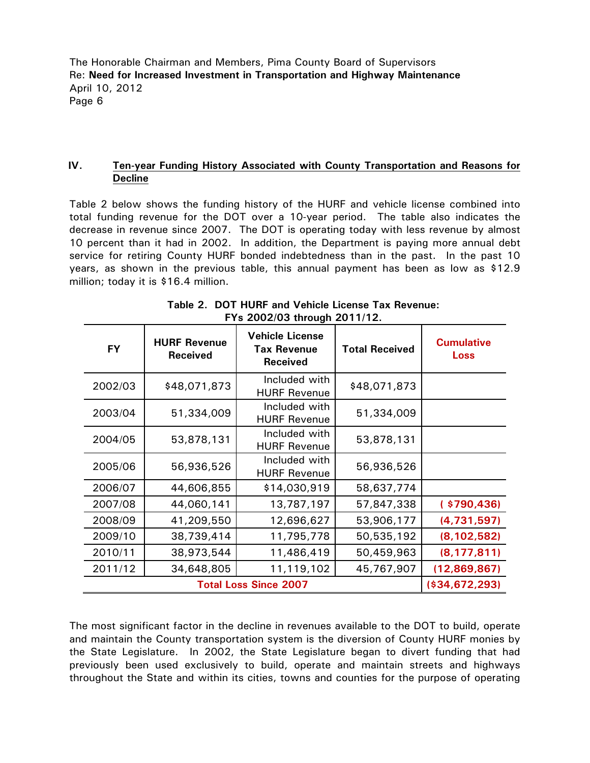## IV. Ten-year Funding History Associated with County Transportation and Reasons for Decline

Table 2 below shows the funding history of the HURF and vehicle license combined into total funding revenue for the DOT over a 10-year period. The table also indicates the decrease in revenue since 2007. The DOT is operating today with less revenue by almost 10 percent than it had in 2002. In addition, the Department is paying more annual debt service for retiring County HURF bonded indebtedness than in the past. In the past 10 years, as shown in the previous table, this annual payment has been as low as $12.9 million; today it is $16.4 million.

**Table 2. DOT HURF and Vehicle License Tax Revenue: FYs 2002/03 through 2011/12.**

| FY | HURF Revenue Received | Vehicle License Tax Revenue Received | Total Received | Cumulative Loss |
|---|---|---|---|---|
| 2002/03 | $48,071,873 | Included with HURF Revenue | $48,071,873 | |
| 2003/04 | 51,334,009 | Included with HURF Revenue | 51,334,009 | |
| 2004/05 | 53,878,131 | Included with HURF Revenue | 53,878,131 | |
| 2005/06 | 56,936,526 | Included with HURF Revenue | 56,936,526 | |
| 2006/07 | 44,606,855 | $14,030,919 | 58,637,774 | |
| 2007/08 | 44,060,141 | 13,787,197 | 57,847,338 | ( $790,436) |
| 2008/09 | 41,209,550 | 12,696,627 | 53,906,177 | (4,731,597) |
| 2009/10 | 38,739,414 | 11,795,778 | 50,535,192 | (8,102,582) |
| 2010/11 | 38,973,544 | 11,486,419 | 50,459,963 | (8,177,811) |
| 2011/12 | 34,648,805 | 11,119,102 | 45,767,907 | (12,869,867) |
| **Total Loss Since 2007** | | | | **($34,672,293)** |

The most significant factor in the decline in revenues available to the DOT to build, operate and maintain the County transportation system is the diversion of County HURF monies by the State Legislature. In 2002, the State Legislature began to divert funding that had previously been used exclusively to build, operate and maintain streets and highways throughout the State and within its cities, towns and counties for the purpose of operating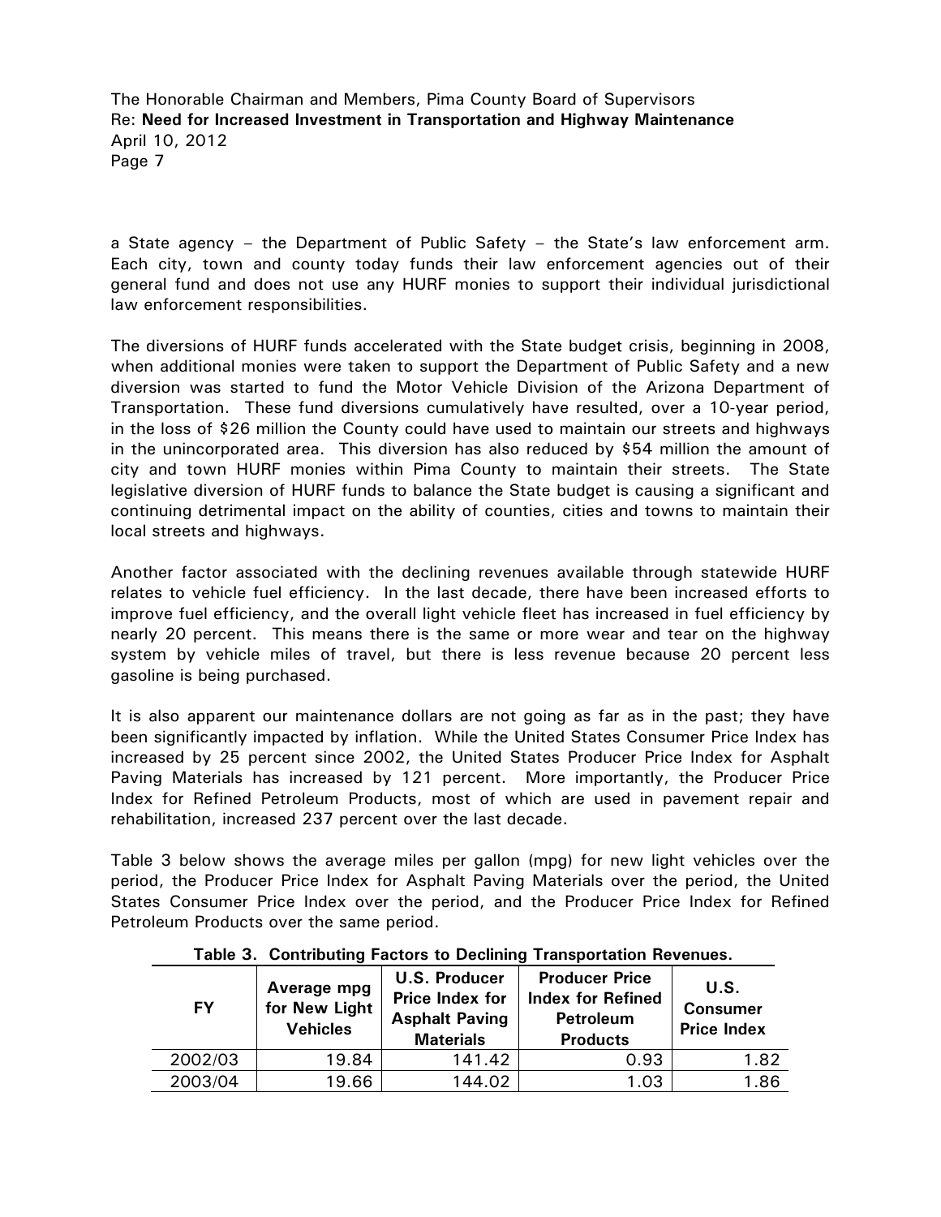a State agency – the Department of Public Safety – the State's law enforcement arm. Each city, town and county today funds their law enforcement agencies out of their general fund and does not use any HURF monies to support their individual jurisdictional law enforcement responsibilities.

The diversions of HURF funds accelerated with the State budget crisis, beginning in 2008, when additional monies were taken to support the Department of Public Safety and a new diversion was started to fund the Motor Vehicle Division of the Arizona Department of Transportation. These fund diversions cumulatively have resulted, over a 10-year period, in the loss of $26 million the County could have used to maintain our streets and highways in the unincorporated area. This diversion has also reduced by $54 million the amount of city and town HURF monies within Pima County to maintain their streets. The State legislative diversion of HURF funds to balance the State budget is causing a significant and continuing detrimental impact on the ability of counties, cities and towns to maintain their local streets and highways.

Another factor associated with the declining revenues available through statewide HURF relates to vehicle fuel efficiency. In the last decade, there have been increased efforts to improve fuel efficiency, and the overall light vehicle fleet has increased in fuel efficiency by nearly 20 percent. This means there is the same or more wear and tear on the highway system by vehicle miles of travel, but there is less revenue because 20 percent less gasoline is being purchased.

It is also apparent our maintenance dollars are not going as far as in the past; they have been significantly impacted by inflation. While the United States Consumer Price Index has increased by 25 percent since 2002, the United States Producer Price Index for Asphalt Paving Materials has increased by 121 percent. More importantly, the Producer Price Index for Refined Petroleum Products, most of which are used in pavement repair and rehabilitation, increased 237 percent over the last decade.

Table 3 below shows the average miles per gallon (mpg) for new light vehicles over the period, the Producer Price Index for Asphalt Paving Materials over the period, the United States Consumer Price Index over the period, and the Producer Price Index for Refined Petroleum Products over the same period.

**Table 3. Contributing Factors to Declining Transportation Revenues.**

| FY | Average mpg for New Light Vehicles | U.S. Producer Price Index for Asphalt Paving Materials | Producer Price Index for Refined Petroleum Products | U.S. Consumer Price Index |
|---|---|---|---|---|
| 2002/03 | 19.84 | 141.42 | 0.93 | 1.82 |
| 2003/04 | 19.66 | 144.02 | 1.03 | 1.86 |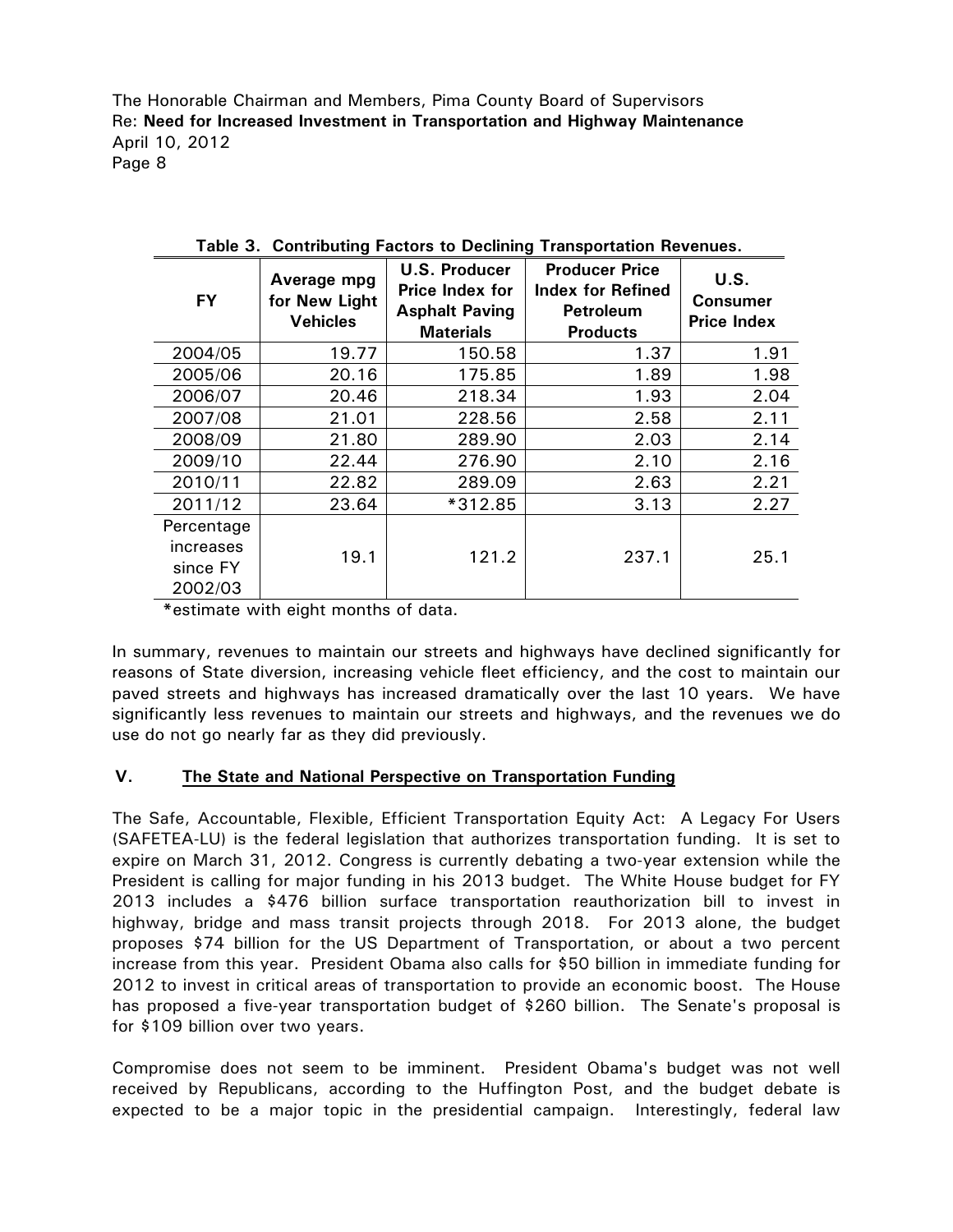**Table 3. Contributing Factors to Declining Transportation Revenues.**

| FY | Average mpg for New Light Vehicles | U.S. Producer Price Index for Asphalt Paving Materials | Producer Price Index for Refined Petroleum Products | U.S. Consumer Price Index |
|---|---|---|---|---|
| 2004/05 | 19.77 | 150.58 | 1.37 | 1.91 |
| 2005/06 | 20.16 | 175.85 | 1.89 | 1.98 |
| 2006/07 | 20.46 | 218.34 | 1.93 | 2.04 |
| 2007/08 | 21.01 | 228.56 | 2.58 | 2.11 |
| 2008/09 | 21.80 | 289.90 | 2.03 | 2.14 |
| 2009/10 | 22.44 | 276.90 | 2.10 | 2.16 |
| 2010/11 | 22.82 | 289.09 | 2.63 | 2.21 |
| 2011/12 | 23.64 | *312.85 | 3.13 | 2.27 |
| Percentage increases since FY 2002/03 | 19.1 | 121.2 | 237.1 | 25.1 |

*estimate with eight months of data.

In summary, revenues to maintain our streets and highways have declined significantly for reasons of State diversion, increasing vehicle fleet efficiency, and the cost to maintain our paved streets and highways has increased dramatically over the last 10 years. We have significantly less revenues to maintain our streets and highways, and the revenues we do use do not go nearly far as they did previously.

## V. The State and National Perspective on Transportation Funding

The Safe, Accountable, Flexible, Efficient Transportation Equity Act: A Legacy For Users (SAFETEA-LU) is the federal legislation that authorizes transportation funding. It is set to expire on March 31, 2012. Congress is currently debating a two-year extension while the President is calling for major funding in his 2013 budget. The White House budget for FY 2013 includes a $476 billion surface transportation reauthorization bill to invest in highway, bridge and mass transit projects through 2018. For 2013 alone, the budget proposes $74 billion for the US Department of Transportation, or about a two percent increase from this year. President Obama also calls for $50 billion in immediate funding for 2012 to invest in critical areas of transportation to provide an economic boost. The House has proposed a five-year transportation budget of $260 billion. The Senate's proposal is for $109 billion over two years.

Compromise does not seem to be imminent. President Obama's budget was not well received by Republicans, according to the Huffington Post, and the budget debate is expected to be a major topic in the presidential campaign. Interestingly, federal law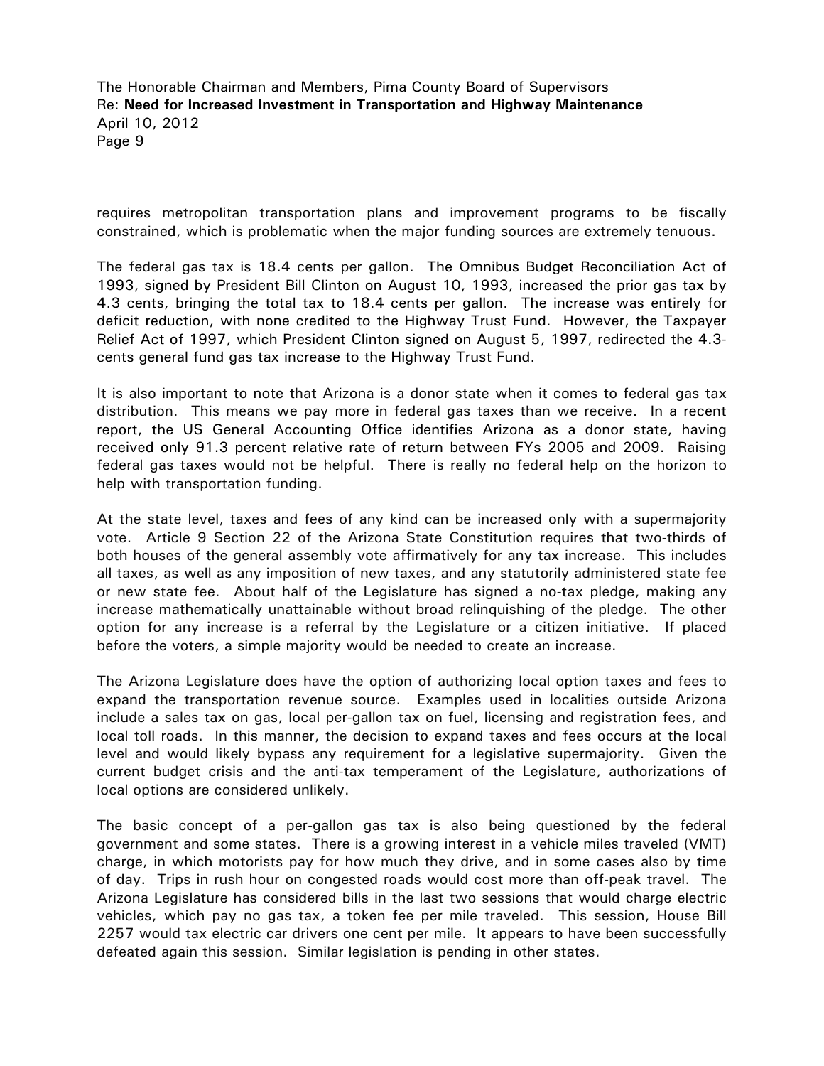requires metropolitan transportation plans and improvement programs to be fiscally constrained, which is problematic when the major funding sources are extremely tenuous.

The federal gas tax is 18.4 cents per gallon. The Omnibus Budget Reconciliation Act of 1993, signed by President Bill Clinton on August 10, 1993, increased the prior gas tax by 4.3 cents, bringing the total tax to 18.4 cents per gallon. The increase was entirely for deficit reduction, with none credited to the Highway Trust Fund. However, the Taxpayer Relief Act of 1997, which President Clinton signed on August 5, 1997, redirected the 4.3-cents general fund gas tax increase to the Highway Trust Fund.

It is also important to note that Arizona is a donor state when it comes to federal gas tax distribution. This means we pay more in federal gas taxes than we receive. In a recent report, the US General Accounting Office identifies Arizona as a donor state, having received only 91.3 percent relative rate of return between FYs 2005 and 2009. Raising federal gas taxes would not be helpful. There is really no federal help on the horizon to help with transportation funding.

At the state level, taxes and fees of any kind can be increased only with a supermajority vote. Article 9 Section 22 of the Arizona State Constitution requires that two-thirds of both houses of the general assembly vote affirmatively for any tax increase. This includes all taxes, as well as any imposition of new taxes, and any statutorily administered state fee or new state fee. About half of the Legislature has signed a no-tax pledge, making any increase mathematically unattainable without broad relinquishing of the pledge. The other option for any increase is a referral by the Legislature or a citizen initiative. If placed before the voters, a simple majority would be needed to create an increase.

The Arizona Legislature does have the option of authorizing local option taxes and fees to expand the transportation revenue source. Examples used in localities outside Arizona include a sales tax on gas, local per-gallon tax on fuel, licensing and registration fees, and local toll roads. In this manner, the decision to expand taxes and fees occurs at the local level and would likely bypass any requirement for a legislative supermajority. Given the current budget crisis and the anti-tax temperament of the Legislature, authorizations of local options are considered unlikely.

The basic concept of a per-gallon gas tax is also being questioned by the federal government and some states. There is a growing interest in a vehicle miles traveled (VMT) charge, in which motorists pay for how much they drive, and in some cases also by time of day. Trips in rush hour on congested roads would cost more than off-peak travel. The Arizona Legislature has considered bills in the last two sessions that would charge electric vehicles, which pay no gas tax, a token fee per mile traveled. This session, House Bill 2257 would tax electric car drivers one cent per mile. It appears to have been successfully defeated again this session. Similar legislation is pending in other states.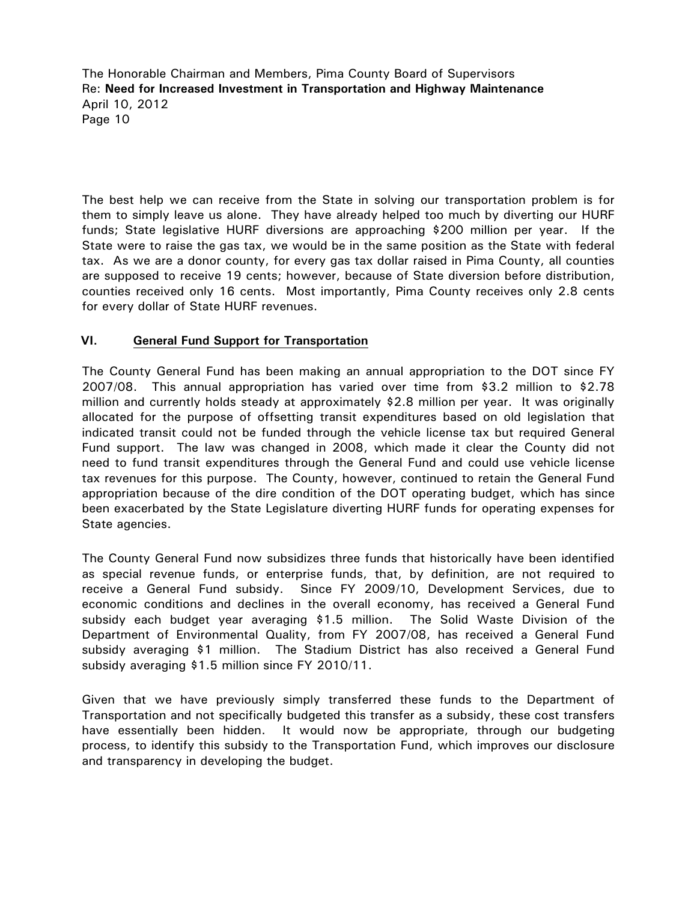The best help we can receive from the State in solving our transportation problem is for them to simply leave us alone. They have already helped too much by diverting our HURF funds; State legislative HURF diversions are approaching $200 million per year. If the State were to raise the gas tax, we would be in the same position as the State with federal tax. As we are a donor county, for every gas tax dollar raised in Pima County, all counties are supposed to receive 19 cents; however, because of State diversion before distribution, counties received only 16 cents. Most importantly, Pima County receives only 2.8 cents for every dollar of State HURF revenues.

## VI. <u>General Fund Support for Transportation</u>

The County General Fund has been making an annual appropriation to the DOT since FY 2007/08. This annual appropriation has varied over time from $3.2 million to $2.78 million and currently holds steady at approximately $2.8 million per year. It was originally allocated for the purpose of offsetting transit expenditures based on old legislation that indicated transit could not be funded through the vehicle license tax but required General Fund support. The law was changed in 2008, which made it clear the County did not need to fund transit expenditures through the General Fund and could use vehicle license tax revenues for this purpose. The County, however, continued to retain the General Fund appropriation because of the dire condition of the DOT operating budget, which has since been exacerbated by the State Legislature diverting HURF funds for operating expenses for State agencies.

The County General Fund now subsidizes three funds that historically have been identified as special revenue funds, or enterprise funds, that, by definition, are not required to receive a General Fund subsidy. Since FY 2009/10, Development Services, due to economic conditions and declines in the overall economy, has received a General Fund subsidy each budget year averaging $1.5 million. The Solid Waste Division of the Department of Environmental Quality, from FY 2007/08, has received a General Fund subsidy averaging $1 million. The Stadium District has also received a General Fund subsidy averaging $1.5 million since FY 2010/11.

Given that we have previously simply transferred these funds to the Department of Transportation and not specifically budgeted this transfer as a subsidy, these cost transfers have essentially been hidden. It would now be appropriate, through our budgeting process, to identify this subsidy to the Transportation Fund, which improves our disclosure and transparency in developing the budget.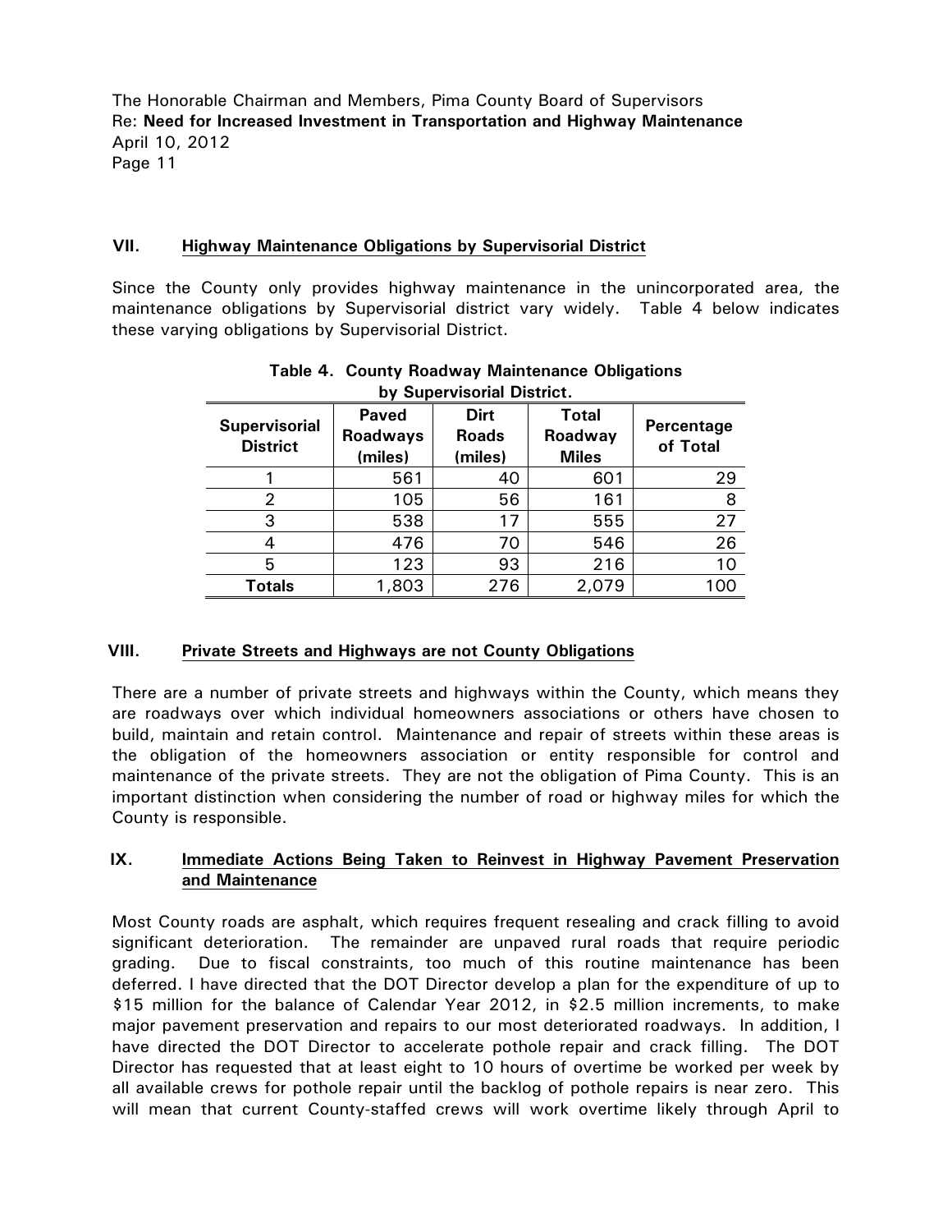## VII. Highway Maintenance Obligations by Supervisorial District

Since the County only provides highway maintenance in the unincorporated area, the maintenance obligations by Supervisorial district vary widely. Table 4 below indicates these varying obligations by Supervisorial District.

**Table 4. County Roadway Maintenance Obligations by Supervisorial District.**

| Supervisorial District | Paved Roadways (miles) | Dirt Roads (miles) | Total Roadway Miles | Percentage of Total |
|---|---|---|---|---|
| 1 | 561 | 40 | 601 | 29 |
| 2 | 105 | 56 | 161 | 8 |
| 3 | 538 | 17 | 555 | 27 |
| 4 | 476 | 70 | 546 | 26 |
| 5 | 123 | 93 | 216 | 10 |
| **Totals** | 1,803 | 276 | 2,079 | 100 |

## VIII. Private Streets and Highways are not County Obligations

There are a number of private streets and highways within the County, which means they are roadways over which individual homeowners associations or others have chosen to build, maintain and retain control. Maintenance and repair of streets within these areas is the obligation of the homeowners association or entity responsible for control and maintenance of the private streets. They are not the obligation of Pima County. This is an important distinction when considering the number of road or highway miles for which the County is responsible.

## IX. Immediate Actions Being Taken to Reinvest in Highway Pavement Preservation and Maintenance

Most County roads are asphalt, which requires frequent resealing and crack filling to avoid significant deterioration. The remainder are unpaved rural roads that require periodic grading. Due to fiscal constraints, too much of this routine maintenance has been deferred. I have directed that the DOT Director develop a plan for the expenditure of up to $15 million for the balance of Calendar Year 2012, in $2.5 million increments, to make major pavement preservation and repairs to our most deteriorated roadways. In addition, I have directed the DOT Director to accelerate pothole repair and crack filling. The DOT Director has requested that at least eight to 10 hours of overtime be worked per week by all available crews for pothole repair until the backlog of pothole repairs is near zero. This will mean that current County-staffed crews will work overtime likely through April to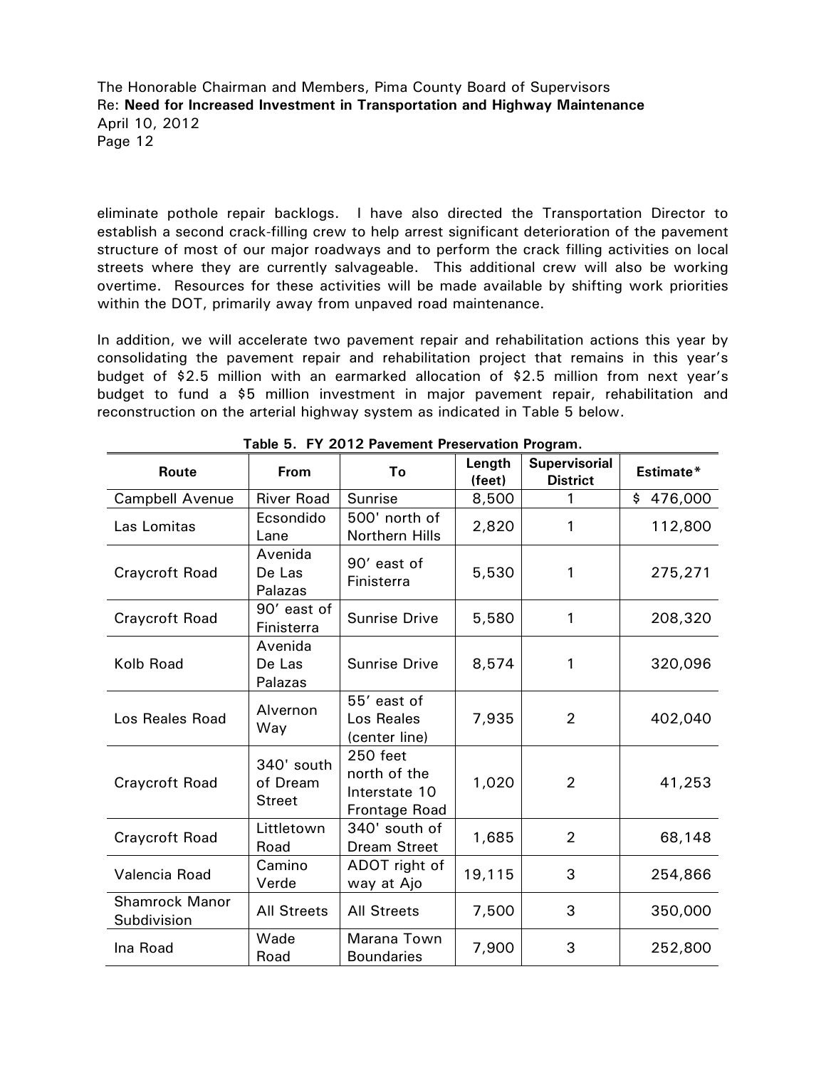eliminate pothole repair backlogs. I have also directed the Transportation Director to establish a second crack-filling crew to help arrest significant deterioration of the pavement structure of most of our major roadways and to perform the crack filling activities on local streets where they are currently salvageable. This additional crew will also be working overtime. Resources for these activities will be made available by shifting work priorities within the DOT, primarily away from unpaved road maintenance.

In addition, we will accelerate two pavement repair and rehabilitation actions this year by consolidating the pavement repair and rehabilitation project that remains in this year's budget of $2.5 million with an earmarked allocation of $2.5 million from next year's budget to fund a $5 million investment in major pavement repair, rehabilitation and reconstruction on the arterial highway system as indicated in Table 5 below.

**Table 5. FY 2012 Pavement Preservation Program.**

| Route | From | To | Length (feet) | Supervisorial District | Estimate* |
|---|---|---|---|---|---|
| Campbell Avenue | River Road | Sunrise | 8,500 | 1 | $ 476,000 |
| Las Lomitas | Ecsondido Lane | 500' north of Northern Hills | 2,820 | 1 | 112,800 |
| Craycroft Road | Avenida De Las Palazas | 90' east of Finisterra | 5,530 | 1 | 275,271 |
| Craycroft Road | 90' east of Finisterra | Sunrise Drive | 5,580 | 1 | 208,320 |
| Kolb Road | Avenida De Las Palazas | Sunrise Drive | 8,574 | 1 | 320,096 |
| Los Reales Road | Alvernon Way | 55' east of Los Reales (center line) | 7,935 | 2 | 402,040 |
| Craycroft Road | 340' south of Dream Street | 250 feet north of the Interstate 10 Frontage Road | 1,020 | 2 | 41,253 |
| Craycroft Road | Littletown Road | 340' south of Dream Street | 1,685 | 2 | 68,148 |
| Valencia Road | Camino Verde | ADOT right of way at Ajo | 19,115 | 3 | 254,866 |
| Shamrock Manor Subdivision | All Streets | All Streets | 7,500 | 3 | 350,000 |
| Ina Road | Wade Road | Marana Town Boundaries | 7,900 | 3 | 252,800 |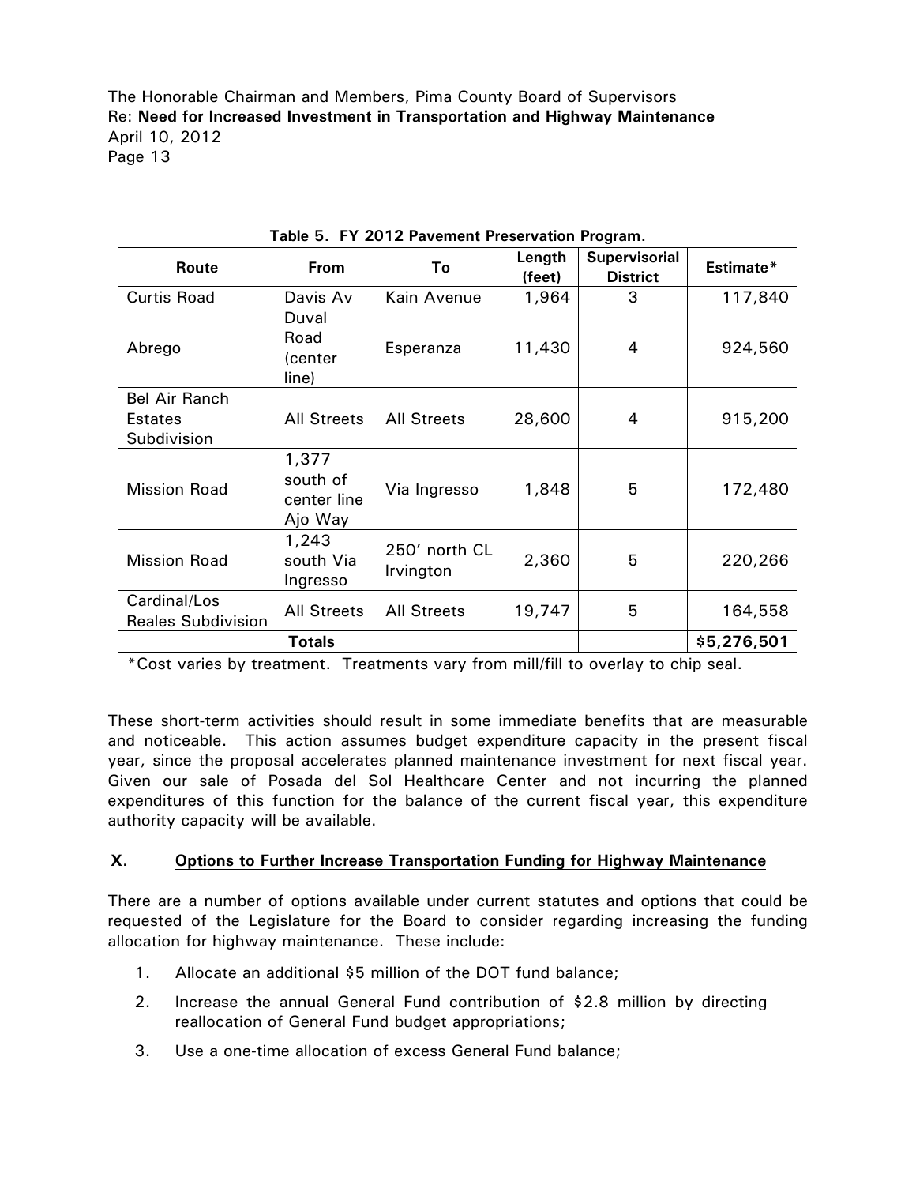**Table 5. FY 2012 Pavement Preservation Program.**

| Route | From | To | Length (feet) | Supervisorial District | Estimate* |
|---|---|---|---|---|---|
| Curtis Road | Davis Av | Kain Avenue | 1,964 | 3 | 117,840 |
| Abrego | Duval Road (center line) | Esperanza | 11,430 | 4 | 924,560 |
| Bel Air Ranch Estates Subdivision | All Streets | All Streets | 28,600 | 4 | 915,200 |
| Mission Road | 1,377 south of center line Ajo Way | Via Ingresso | 1,848 | 5 | 172,480 |
| Mission Road | 1,243 south Via Ingresso | 250' north CL Irvington | 2,360 | 5 | 220,266 |
| Cardinal/Los Reales Subdivision | All Streets | All Streets | 19,747 | 5 | 164,558 |
| Totals | | | | | $5,276,501 |

*Cost varies by treatment. Treatments vary from mill/fill to overlay to chip seal.

These short-term activities should result in some immediate benefits that are measurable and noticeable. This action assumes budget expenditure capacity in the present fiscal year, since the proposal accelerates planned maintenance investment for next fiscal year. Given our sale of Posada del Sol Healthcare Center and not incurring the planned expenditures of this function for the balance of the current fiscal year, this expenditure authority capacity will be available.

## X. Options to Further Increase Transportation Funding for Highway Maintenance

There are a number of options available under current statutes and options that could be requested of the Legislature for the Board to consider regarding increasing the funding allocation for highway maintenance. These include:

1. Allocate an additional $5 million of the DOT fund balance;
2. Increase the annual General Fund contribution of $2.8 million by directing reallocation of General Fund budget appropriations;
3. Use a one-time allocation of excess General Fund balance;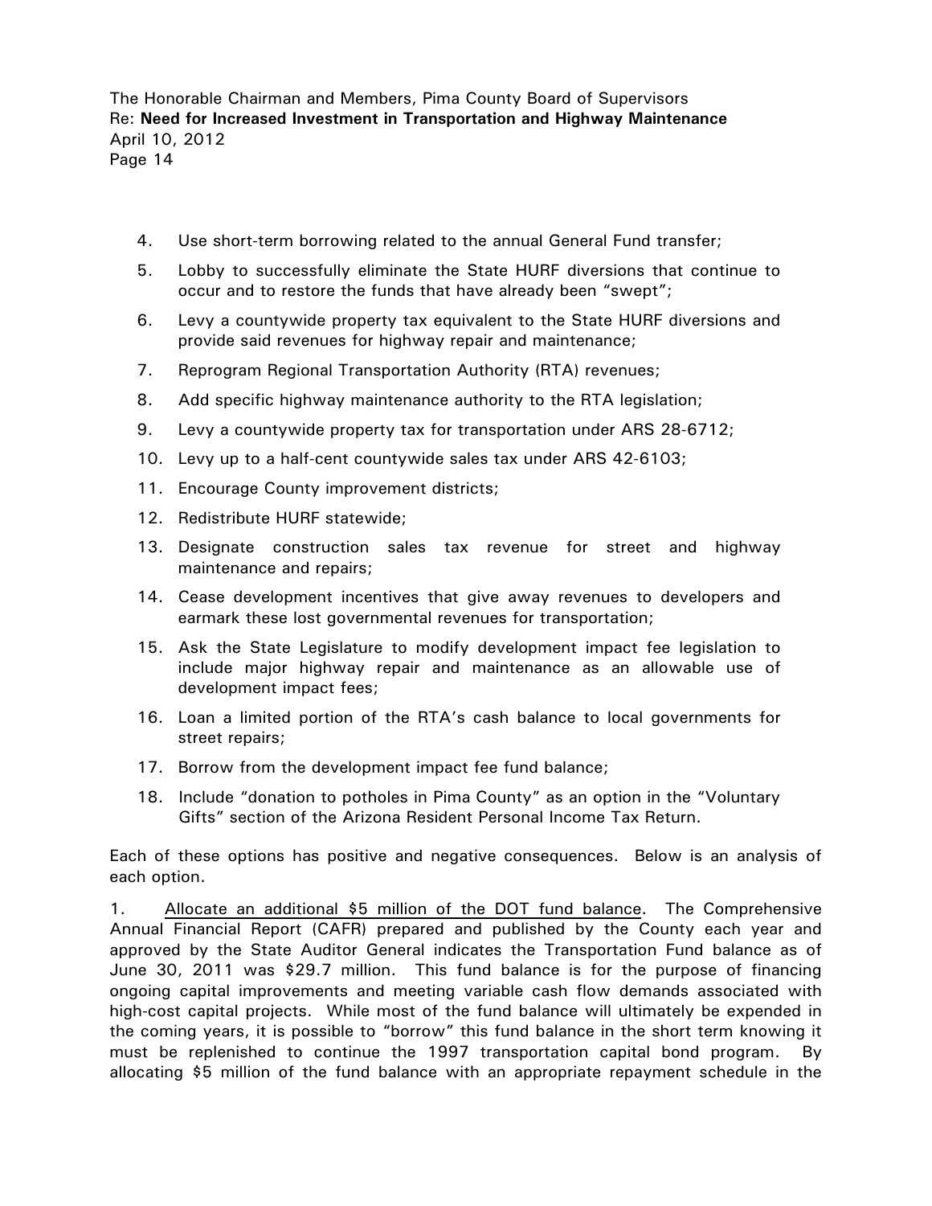4. Use short-term borrowing related to the annual General Fund transfer;
5. Lobby to successfully eliminate the State HURF diversions that continue to occur and to restore the funds that have already been "swept";
6. Levy a countywide property tax equivalent to the State HURF diversions and provide said revenues for highway repair and maintenance;
7. Reprogram Regional Transportation Authority (RTA) revenues;
8. Add specific highway maintenance authority to the RTA legislation;
9. Levy a countywide property tax for transportation under ARS 28-6712;
10. Levy up to a half-cent countywide sales tax under ARS 42-6103;
11. Encourage County improvement districts;
12. Redistribute HURF statewide;
13. Designate construction sales tax revenue for street and highway maintenance and repairs;
14. Cease development incentives that give away revenues to developers and earmark these lost governmental revenues for transportation;
15. Ask the State Legislature to modify development impact fee legislation to include major highway repair and maintenance as an allowable use of development impact fees;
16. Loan a limited portion of the RTA's cash balance to local governments for street repairs;
17. Borrow from the development impact fee fund balance;
18. Include "donation to potholes in Pima County" as an option in the "Voluntary Gifts" section of the Arizona Resident Personal Income Tax Return.

Each of these options has positive and negative consequences. Below is an analysis of each option.

1. Allocate an additional $5 million of the DOT fund balance. The Comprehensive Annual Financial Report (CAFR) prepared and published by the County each year and approved by the State Auditor General indicates the Transportation Fund balance as of June 30, 2011 was $29.7 million. This fund balance is for the purpose of financing ongoing capital improvements and meeting variable cash flow demands associated with high-cost capital projects. While most of the fund balance will ultimately be expended in the coming years, it is possible to "borrow" this fund balance in the short term knowing it must be replenished to continue the 1997 transportation capital bond program. By allocating $5 million of the fund balance with an appropriate repayment schedule in the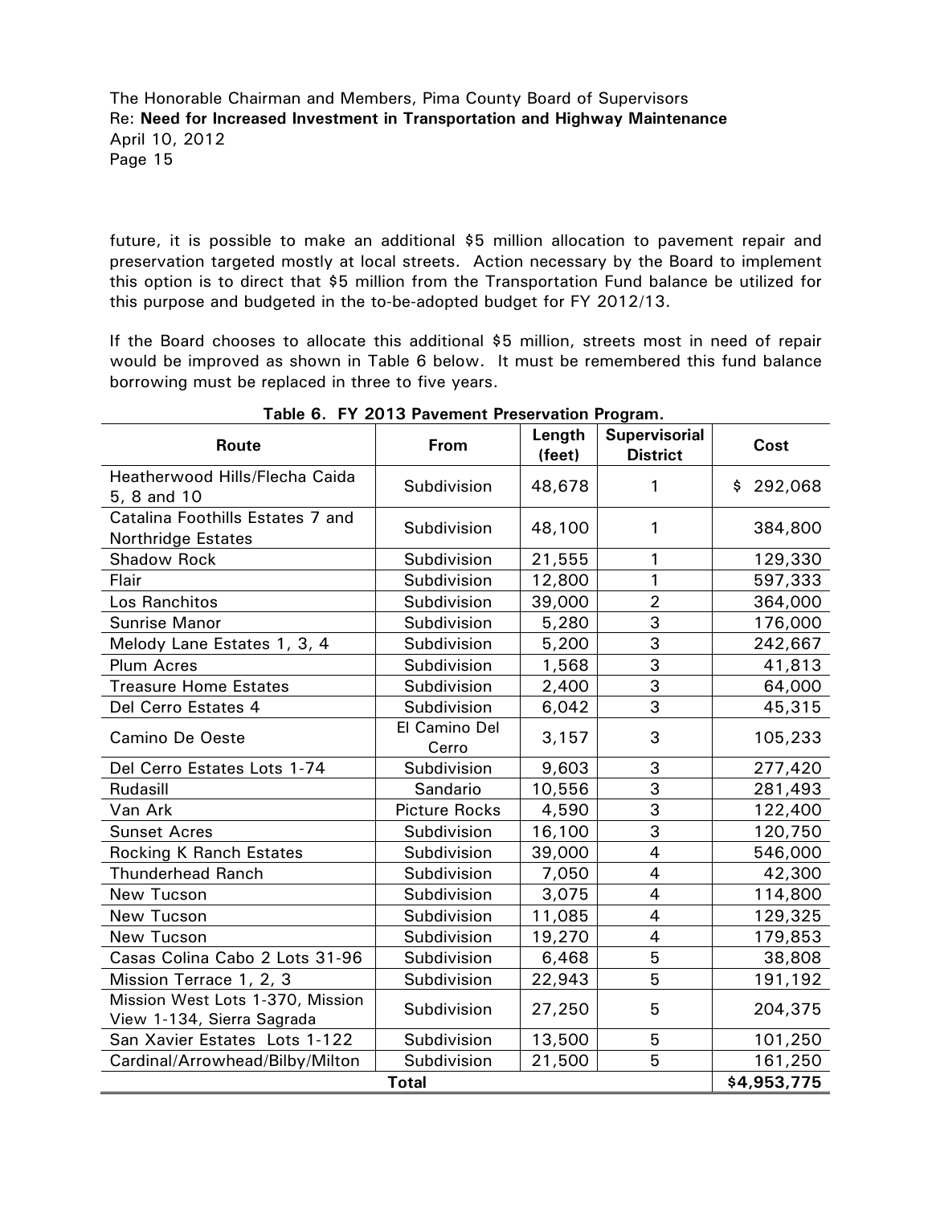future, it is possible to make an additional $5 million allocation to pavement repair and preservation targeted mostly at local streets. Action necessary by the Board to implement this option is to direct that $5 million from the Transportation Fund balance be utilized for this purpose and budgeted in the to-be-adopted budget for FY 2012/13.

If the Board chooses to allocate this additional $5 million, streets most in need of repair would be improved as shown in Table 6 below. It must be remembered this fund balance borrowing must be replaced in three to five years.

**Table 6. FY 2013 Pavement Preservation Program.**

| Route | From | Length (feet) | Supervisorial District | Cost |
|---|---|---|---|---|
| Heatherwood Hills/Flecha Caida 5, 8 and 10 | Subdivision | 48,678 | 1 | $ 292,068 |
| Catalina Foothills Estates 7 and Northridge Estates | Subdivision | 48,100 | 1 | 384,800 |
| Shadow Rock | Subdivision | 21,555 | 1 | 129,330 |
| Flair | Subdivision | 12,800 | 1 | 597,333 |
| Los Ranchitos | Subdivision | 39,000 | 2 | 364,000 |
| Sunrise Manor | Subdivision | 5,280 | 3 | 176,000 |
| Melody Lane Estates 1, 3, 4 | Subdivision | 5,200 | 3 | 242,667 |
| Plum Acres | Subdivision | 1,568 | 3 | 41,813 |
| Treasure Home Estates | Subdivision | 2,400 | 3 | 64,000 |
| Del Cerro Estates 4 | Subdivision | 6,042 | 3 | 45,315 |
| Camino De Oeste | El Camino Del Cerro | 3,157 | 3 | 105,233 |
| Del Cerro Estates Lots 1-74 | Subdivision | 9,603 | 3 | 277,420 |
| Rudasill | Sandario | 10,556 | 3 | 281,493 |
| Van Ark | Picture Rocks | 4,590 | 3 | 122,400 |
| Sunset Acres | Subdivision | 16,100 | 3 | 120,750 |
| Rocking K Ranch Estates | Subdivision | 39,000 | 4 | 546,000 |
| Thunderhead Ranch | Subdivision | 7,050 | 4 | 42,300 |
| New Tucson | Subdivision | 3,075 | 4 | 114,800 |
| New Tucson | Subdivision | 11,085 | 4 | 129,325 |
| New Tucson | Subdivision | 19,270 | 4 | 179,853 |
| Casas Colina Cabo 2 Lots 31-96 | Subdivision | 6,468 | 5 | 38,808 |
| Mission Terrace 1, 2, 3 | Subdivision | 22,943 | 5 | 191,192 |
| Mission West Lots 1-370, Mission View 1-134, Sierra Sagrada | Subdivision | 27,250 | 5 | 204,375 |
| San Xavier Estates Lots 1-122 | Subdivision | 13,500 | 5 | 101,250 |
| Cardinal/Arrowhead/Bilby/Milton | Subdivision | 21,500 | 5 | 161,250 |
| **Total** | | | | **$4,953,775** |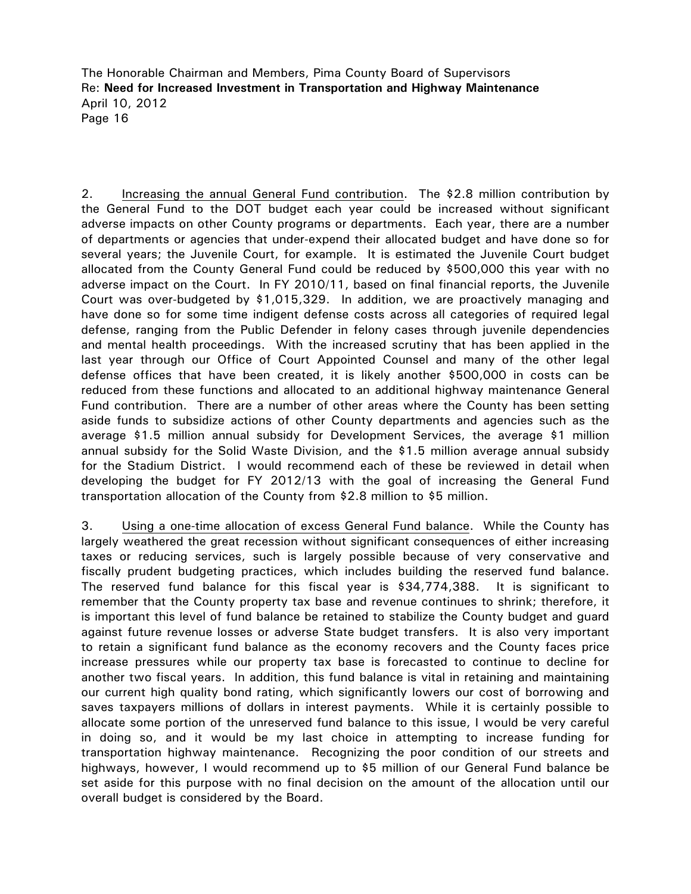2. Increasing the annual General Fund contribution. The $2.8 million contribution by the General Fund to the DOT budget each year could be increased without significant adverse impacts on other County programs or departments. Each year, there are a number of departments or agencies that under-expend their allocated budget and have done so for several years; the Juvenile Court, for example. It is estimated the Juvenile Court budget allocated from the County General Fund could be reduced by $500,000 this year with no adverse impact on the Court. In FY 2010/11, based on final financial reports, the Juvenile Court was over-budgeted by $1,015,329. In addition, we are proactively managing and have done so for some time indigent defense costs across all categories of required legal defense, ranging from the Public Defender in felony cases through juvenile dependencies and mental health proceedings. With the increased scrutiny that has been applied in the last year through our Office of Court Appointed Counsel and many of the other legal defense offices that have been created, it is likely another $500,000 in costs can be reduced from these functions and allocated to an additional highway maintenance General Fund contribution. There are a number of other areas where the County has been setting aside funds to subsidize actions of other County departments and agencies such as the average $1.5 million annual subsidy for Development Services, the average $1 million annual subsidy for the Solid Waste Division, and the $1.5 million average annual subsidy for the Stadium District. I would recommend each of these be reviewed in detail when developing the budget for FY 2012/13 with the goal of increasing the General Fund transportation allocation of the County from $2.8 million to $5 million.

3. Using a one-time allocation of excess General Fund balance. While the County has largely weathered the great recession without significant consequences of either increasing taxes or reducing services, such is largely possible because of very conservative and fiscally prudent budgeting practices, which includes building the reserved fund balance. The reserved fund balance for this fiscal year is $34,774,388. It is significant to remember that the County property tax base and revenue continues to shrink; therefore, it is important this level of fund balance be retained to stabilize the County budget and guard against future revenue losses or adverse State budget transfers. It is also very important to retain a significant fund balance as the economy recovers and the County faces price increase pressures while our property tax base is forecasted to continue to decline for another two fiscal years. In addition, this fund balance is vital in retaining and maintaining our current high quality bond rating, which significantly lowers our cost of borrowing and saves taxpayers millions of dollars in interest payments. While it is certainly possible to allocate some portion of the unreserved fund balance to this issue, I would be very careful in doing so, and it would be my last choice in attempting to increase funding for transportation highway maintenance. Recognizing the poor condition of our streets and highways, however, I would recommend up to $5 million of our General Fund balance be set aside for this purpose with no final decision on the amount of the allocation until our overall budget is considered by the Board.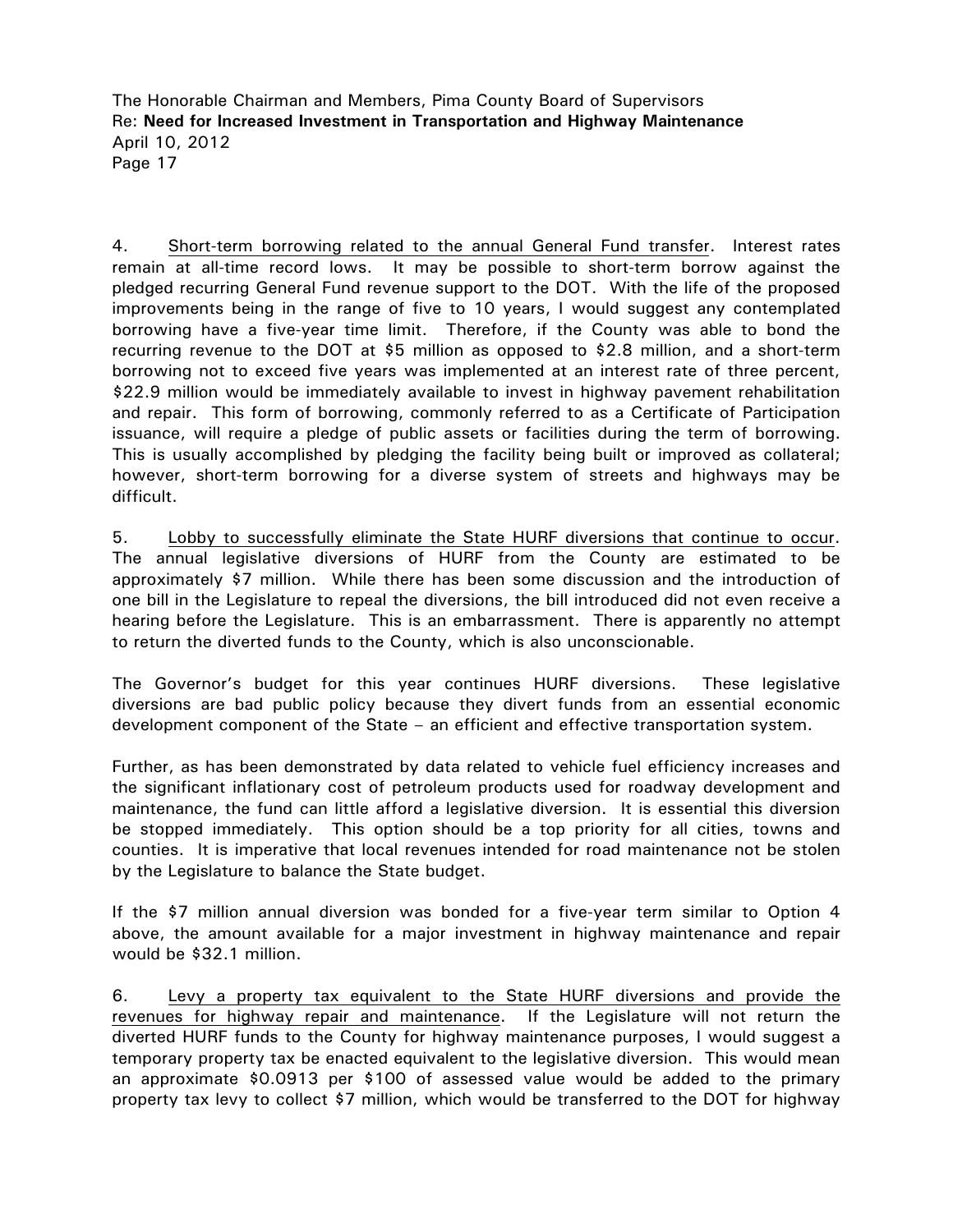4. <u>Short-term borrowing related to the annual General Fund transfer</u>. Interest rates remain at all-time record lows. It may be possible to short-term borrow against the pledged recurring General Fund revenue support to the DOT. With the life of the proposed improvements being in the range of five to 10 years, I would suggest any contemplated borrowing have a five-year time limit. Therefore, if the County was able to bond the recurring revenue to the DOT at $5 million as opposed to $2.8 million, and a short-term borrowing not to exceed five years was implemented at an interest rate of three percent, $22.9 million would be immediately available to invest in highway pavement rehabilitation and repair. This form of borrowing, commonly referred to as a Certificate of Participation issuance, will require a pledge of public assets or facilities during the term of borrowing. This is usually accomplished by pledging the facility being built or improved as collateral; however, short-term borrowing for a diverse system of streets and highways may be difficult.

5. <u>Lobby to successfully eliminate the State HURF diversions that continue to occur</u>. The annual legislative diversions of HURF from the County are estimated to be approximately $7 million. While there has been some discussion and the introduction of one bill in the Legislature to repeal the diversions, the bill introduced did not even receive a hearing before the Legislature. This is an embarrassment. There is apparently no attempt to return the diverted funds to the County, which is also unconscionable.

The Governor's budget for this year continues HURF diversions. These legislative diversions are bad public policy because they divert funds from an essential economic development component of the State – an efficient and effective transportation system.

Further, as has been demonstrated by data related to vehicle fuel efficiency increases and the significant inflationary cost of petroleum products used for roadway development and maintenance, the fund can little afford a legislative diversion. It is essential this diversion be stopped immediately. This option should be a top priority for all cities, towns and counties. It is imperative that local revenues intended for road maintenance not be stolen by the Legislature to balance the State budget.

If the $7 million annual diversion was bonded for a five-year term similar to Option 4 above, the amount available for a major investment in highway maintenance and repair would be $32.1 million.

6. <u>Levy a property tax equivalent to the State HURF diversions and provide the revenues for highway repair and maintenance</u>. If the Legislature will not return the diverted HURF funds to the County for highway maintenance purposes, I would suggest a temporary property tax be enacted equivalent to the legislative diversion. This would mean an approximate $0.0913 per $100 of assessed value would be added to the primary property tax levy to collect $7 million, which would be transferred to the DOT for highway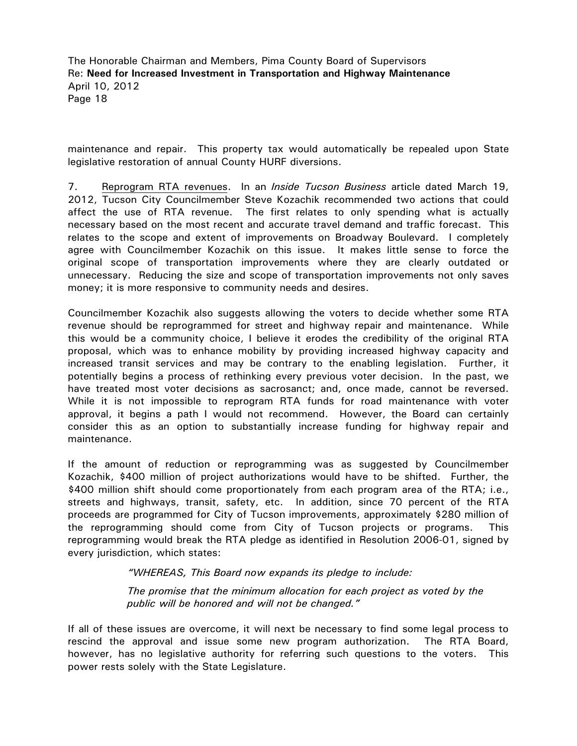maintenance and repair. This property tax would automatically be repealed upon State legislative restoration of annual County HURF diversions.

7. Reprogram RTA revenues. In an *Inside Tucson Business* article dated March 19, 2012, Tucson City Councilmember Steve Kozachik recommended two actions that could affect the use of RTA revenue. The first relates to only spending what is actually necessary based on the most recent and accurate travel demand and traffic forecast. This relates to the scope and extent of improvements on Broadway Boulevard. I completely agree with Councilmember Kozachik on this issue. It makes little sense to force the original scope of transportation improvements where they are clearly outdated or unnecessary. Reducing the size and scope of transportation improvements not only saves money; it is more responsive to community needs and desires.

Councilmember Kozachik also suggests allowing the voters to decide whether some RTA revenue should be reprogrammed for street and highway repair and maintenance. While this would be a community choice, I believe it erodes the credibility of the original RTA proposal, which was to enhance mobility by providing increased highway capacity and increased transit services and may be contrary to the enabling legislation. Further, it potentially begins a process of rethinking every previous voter decision. In the past, we have treated most voter decisions as sacrosanct; and, once made, cannot be reversed. While it is not impossible to reprogram RTA funds for road maintenance with voter approval, it begins a path I would not recommend. However, the Board can certainly consider this as an option to substantially increase funding for highway repair and maintenance.

If the amount of reduction or reprogramming was as suggested by Councilmember Kozachik, $400 million of project authorizations would have to be shifted. Further, the $400 million shift should come proportionately from each program area of the RTA; i.e., streets and highways, transit, safety, etc. In addition, since 70 percent of the RTA proceeds are programmed for City of Tucson improvements, approximately $280 million of the reprogramming should come from City of Tucson projects or programs. This reprogramming would break the RTA pledge as identified in Resolution 2006-01, signed by every jurisdiction, which states:

> *"WHEREAS, This Board now expands its pledge to include:*
>
> *The promise that the minimum allocation for each project as voted by the public will be honored and will not be changed."*

If all of these issues are overcome, it will next be necessary to find some legal process to rescind the approval and issue some new program authorization. The RTA Board, however, has no legislative authority for referring such questions to the voters. This power rests solely with the State Legislature.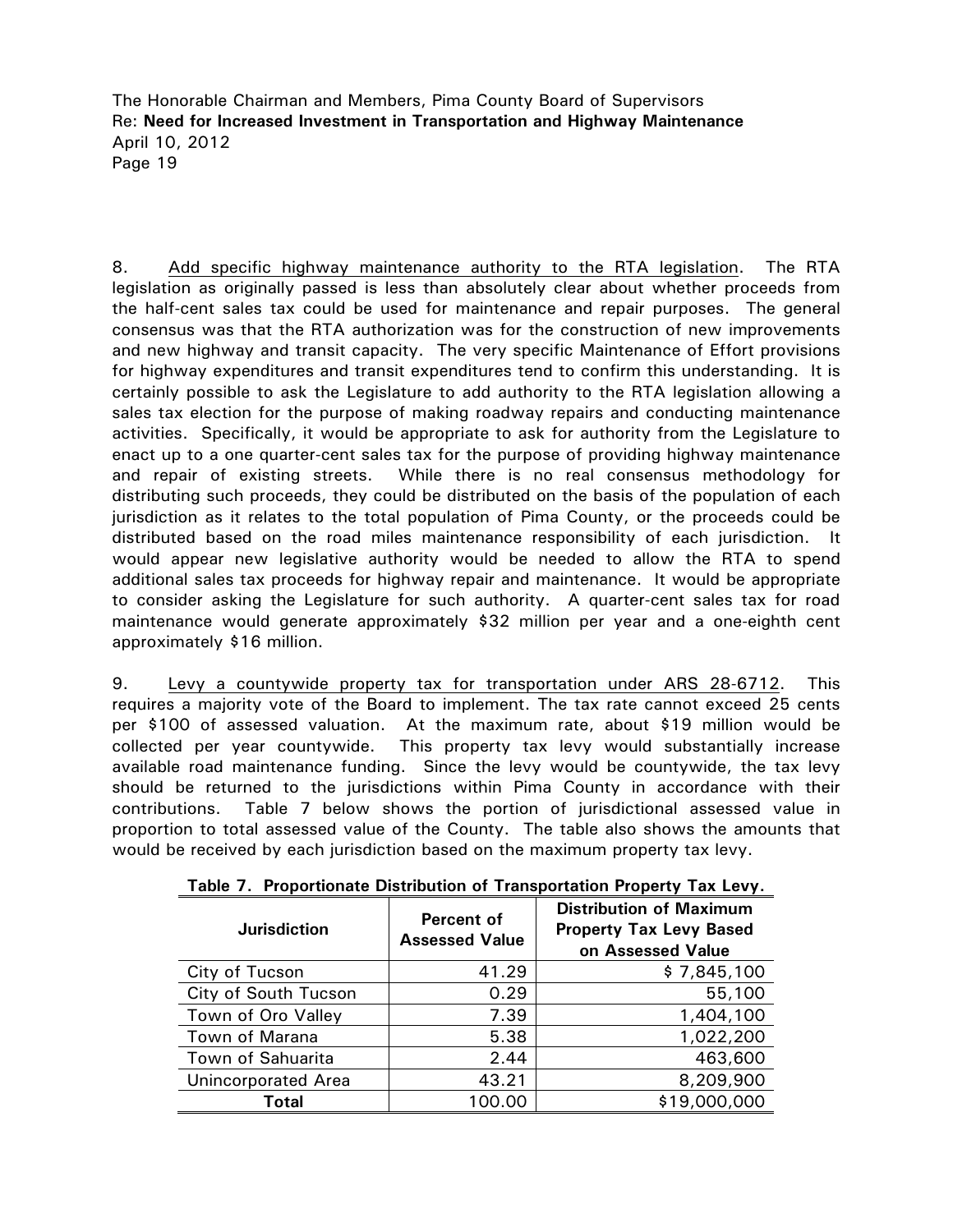8. Add specific highway maintenance authority to the RTA legislation. The RTA legislation as originally passed is less than absolutely clear about whether proceeds from the half-cent sales tax could be used for maintenance and repair purposes. The general consensus was that the RTA authorization was for the construction of new improvements and new highway and transit capacity. The very specific Maintenance of Effort provisions for highway expenditures and transit expenditures tend to confirm this understanding. It is certainly possible to ask the Legislature to add authority to the RTA legislation allowing a sales tax election for the purpose of making roadway repairs and conducting maintenance activities. Specifically, it would be appropriate to ask for authority from the Legislature to enact up to a one quarter-cent sales tax for the purpose of providing highway maintenance and repair of existing streets. While there is no real consensus methodology for distributing such proceeds, they could be distributed on the basis of the population of each jurisdiction as it relates to the total population of Pima County, or the proceeds could be distributed based on the road miles maintenance responsibility of each jurisdiction. It would appear new legislative authority would be needed to allow the RTA to spend additional sales tax proceeds for highway repair and maintenance. It would be appropriate to consider asking the Legislature for such authority. A quarter-cent sales tax for road maintenance would generate approximately $32 million per year and a one-eighth cent approximately $16 million.

9. Levy a countywide property tax for transportation under ARS 28-6712. This requires a majority vote of the Board to implement. The tax rate cannot exceed 25 cents per $100 of assessed valuation. At the maximum rate, about $19 million would be collected per year countywide. This property tax levy would substantially increase available road maintenance funding. Since the levy would be countywide, the tax levy should be returned to the jurisdictions within Pima County in accordance with their contributions. Table 7 below shows the portion of jurisdictional assessed value in proportion to total assessed value of the County. The table also shows the amounts that would be received by each jurisdiction based on the maximum property tax levy.

**Table 7. Proportionate Distribution of Transportation Property Tax Levy.**

| Jurisdiction | Percent of Assessed Value | Distribution of Maximum Property Tax Levy Based on Assessed Value |
|---|---|---|
| City of Tucson | 41.29 | $ 7,845,100 |
| City of South Tucson | 0.29 | 55,100 |
| Town of Oro Valley | 7.39 | 1,404,100 |
| Town of Marana | 5.38 | 1,022,200 |
| Town of Sahuarita | 2.44 | 463,600 |
| Unincorporated Area | 43.21 | 8,209,900 |
| **Total** | 100.00 | $19,000,000 |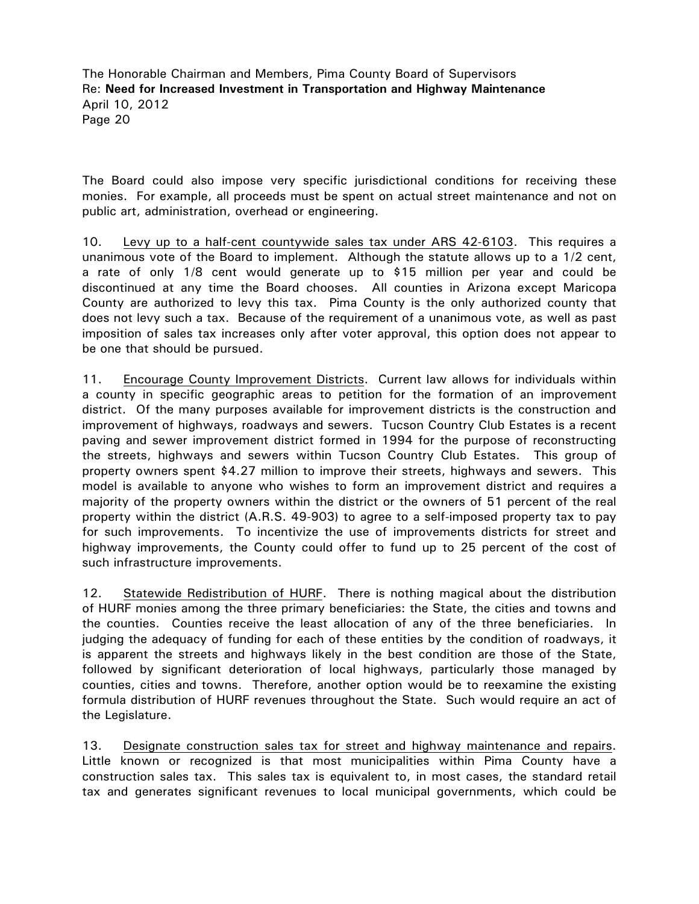The Board could also impose very specific jurisdictional conditions for receiving these monies. For example, all proceeds must be spent on actual street maintenance and not on public art, administration, overhead or engineering.

10. Levy up to a half-cent countywide sales tax under ARS 42-6103. This requires a unanimous vote of the Board to implement. Although the statute allows up to a 1/2 cent, a rate of only 1/8 cent would generate up to $15 million per year and could be discontinued at any time the Board chooses. All counties in Arizona except Maricopa County are authorized to levy this tax. Pima County is the only authorized county that does not levy such a tax. Because of the requirement of a unanimous vote, as well as past imposition of sales tax increases only after voter approval, this option does not appear to be one that should be pursued.

11. Encourage County Improvement Districts. Current law allows for individuals within a county in specific geographic areas to petition for the formation of an improvement district. Of the many purposes available for improvement districts is the construction and improvement of highways, roadways and sewers. Tucson Country Club Estates is a recent paving and sewer improvement district formed in 1994 for the purpose of reconstructing the streets, highways and sewers within Tucson Country Club Estates. This group of property owners spent $4.27 million to improve their streets, highways and sewers. This model is available to anyone who wishes to form an improvement district and requires a majority of the property owners within the district or the owners of 51 percent of the real property within the district (A.R.S. 49-903) to agree to a self-imposed property tax to pay for such improvements. To incentivize the use of improvements districts for street and highway improvements, the County could offer to fund up to 25 percent of the cost of such infrastructure improvements.

12. Statewide Redistribution of HURF. There is nothing magical about the distribution of HURF monies among the three primary beneficiaries: the State, the cities and towns and the counties. Counties receive the least allocation of any of the three beneficiaries. In judging the adequacy of funding for each of these entities by the condition of roadways, it is apparent the streets and highways likely in the best condition are those of the State, followed by significant deterioration of local highways, particularly those managed by counties, cities and towns. Therefore, another option would be to reexamine the existing formula distribution of HURF revenues throughout the State. Such would require an act of the Legislature.

13. Designate construction sales tax for street and highway maintenance and repairs. Little known or recognized is that most municipalities within Pima County have a construction sales tax. This sales tax is equivalent to, in most cases, the standard retail tax and generates significant revenues to local municipal governments, which could be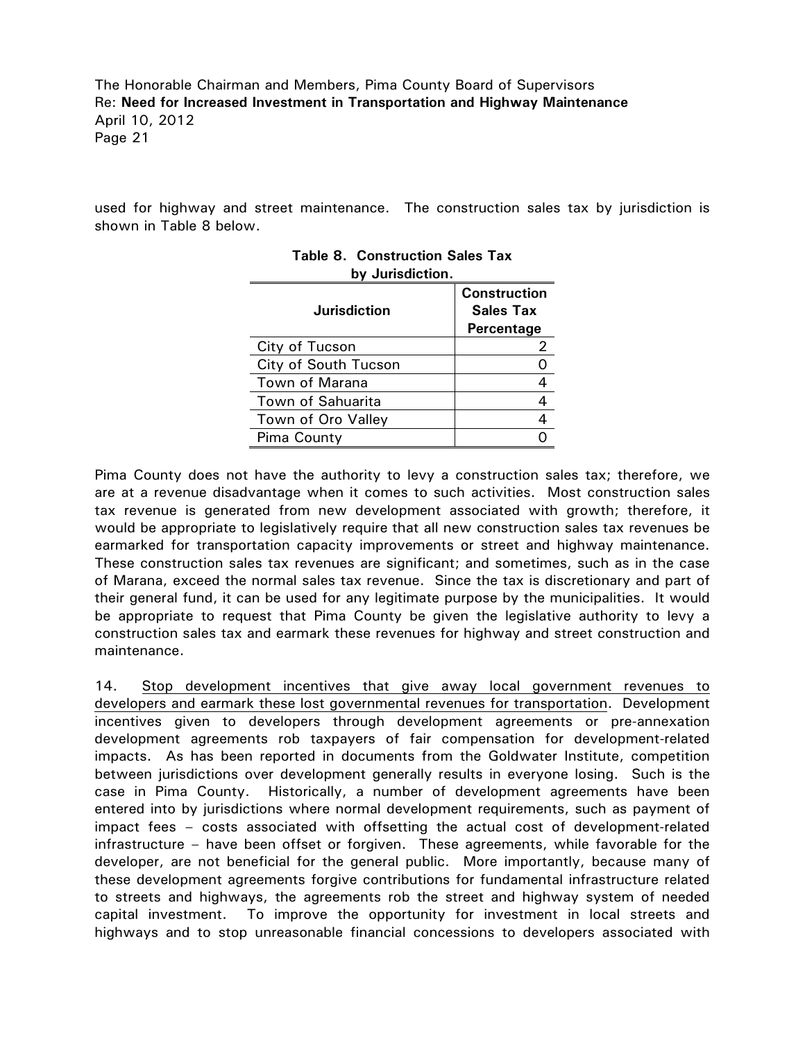used for highway and street maintenance. The construction sales tax by jurisdiction is shown in Table 8 below.

**Table 8. Construction Sales Tax by Jurisdiction.**

| Jurisdiction | Construction Sales Tax Percentage |
|---|---|
| City of Tucson | 2 |
| City of South Tucson | 0 |
| Town of Marana | 4 |
| Town of Sahuarita | 4 |
| Town of Oro Valley | 4 |
| Pima County | 0 |

Pima County does not have the authority to levy a construction sales tax; therefore, we are at a revenue disadvantage when it comes to such activities. Most construction sales tax revenue is generated from new development associated with growth; therefore, it would be appropriate to legislatively require that all new construction sales tax revenues be earmarked for transportation capacity improvements or street and highway maintenance. These construction sales tax revenues are significant; and sometimes, such as in the case of Marana, exceed the normal sales tax revenue. Since the tax is discretionary and part of their general fund, it can be used for any legitimate purpose by the municipalities. It would be appropriate to request that Pima County be given the legislative authority to levy a construction sales tax and earmark these revenues for highway and street construction and maintenance.

14. Stop development incentives that give away local government revenues to developers and earmark these lost governmental revenues for transportation. Development incentives given to developers through development agreements or pre-annexation development agreements rob taxpayers of fair compensation for development-related impacts. As has been reported in documents from the Goldwater Institute, competition between jurisdictions over development generally results in everyone losing. Such is the case in Pima County. Historically, a number of development agreements have been entered into by jurisdictions where normal development requirements, such as payment of impact fees – costs associated with offsetting the actual cost of development-related infrastructure – have been offset or forgiven. These agreements, while favorable for the developer, are not beneficial for the general public. More importantly, because many of these development agreements forgive contributions for fundamental infrastructure related to streets and highways, the agreements rob the street and highway system of needed capital investment. To improve the opportunity for investment in local streets and highways and to stop unreasonable financial concessions to developers associated with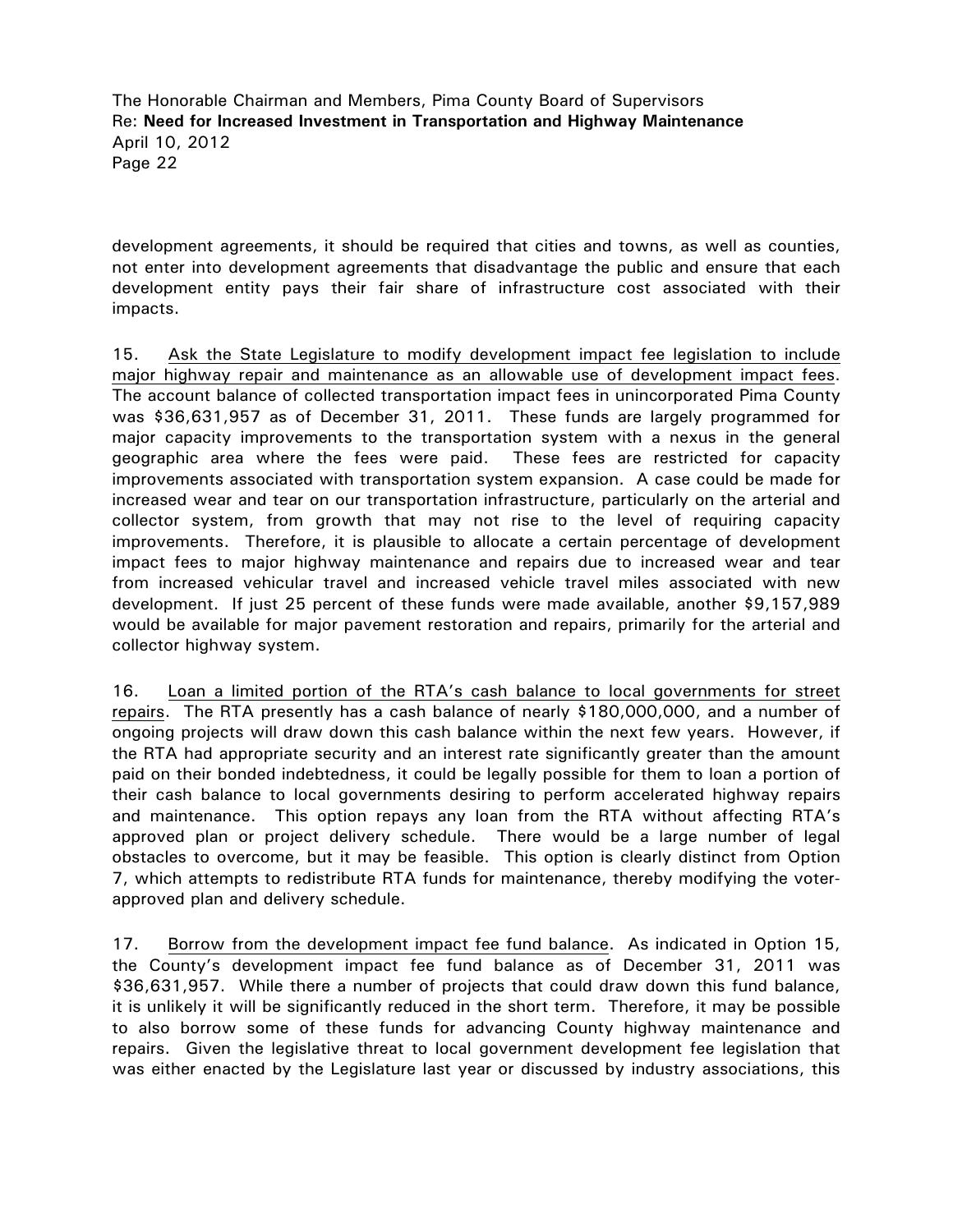development agreements, it should be required that cities and towns, as well as counties, not enter into development agreements that disadvantage the public and ensure that each development entity pays their fair share of infrastructure cost associated with their impacts.

15. Ask the State Legislature to modify development impact fee legislation to include major highway repair and maintenance as an allowable use of development impact fees. The account balance of collected transportation impact fees in unincorporated Pima County was $36,631,957 as of December 31, 2011. These funds are largely programmed for major capacity improvements to the transportation system with a nexus in the general geographic area where the fees were paid. These fees are restricted for capacity improvements associated with transportation system expansion. A case could be made for increased wear and tear on our transportation infrastructure, particularly on the arterial and collector system, from growth that may not rise to the level of requiring capacity improvements. Therefore, it is plausible to allocate a certain percentage of development impact fees to major highway maintenance and repairs due to increased wear and tear from increased vehicular travel and increased vehicle travel miles associated with new development. If just 25 percent of these funds were made available, another $9,157,989 would be available for major pavement restoration and repairs, primarily for the arterial and collector highway system.

16. Loan a limited portion of the RTA's cash balance to local governments for street repairs. The RTA presently has a cash balance of nearly $180,000,000, and a number of ongoing projects will draw down this cash balance within the next few years. However, if the RTA had appropriate security and an interest rate significantly greater than the amount paid on their bonded indebtedness, it could be legally possible for them to loan a portion of their cash balance to local governments desiring to perform accelerated highway repairs and maintenance. This option repays any loan from the RTA without affecting RTA's approved plan or project delivery schedule. There would be a large number of legal obstacles to overcome, but it may be feasible. This option is clearly distinct from Option 7, which attempts to redistribute RTA funds for maintenance, thereby modifying the voter-approved plan and delivery schedule.

17. Borrow from the development impact fee fund balance. As indicated in Option 15, the County's development impact fee fund balance as of December 31, 2011 was $36,631,957. While there a number of projects that could draw down this fund balance, it is unlikely it will be significantly reduced in the short term. Therefore, it may be possible to also borrow some of these funds for advancing County highway maintenance and repairs. Given the legislative threat to local government development fee legislation that was either enacted by the Legislature last year or discussed by industry associations, this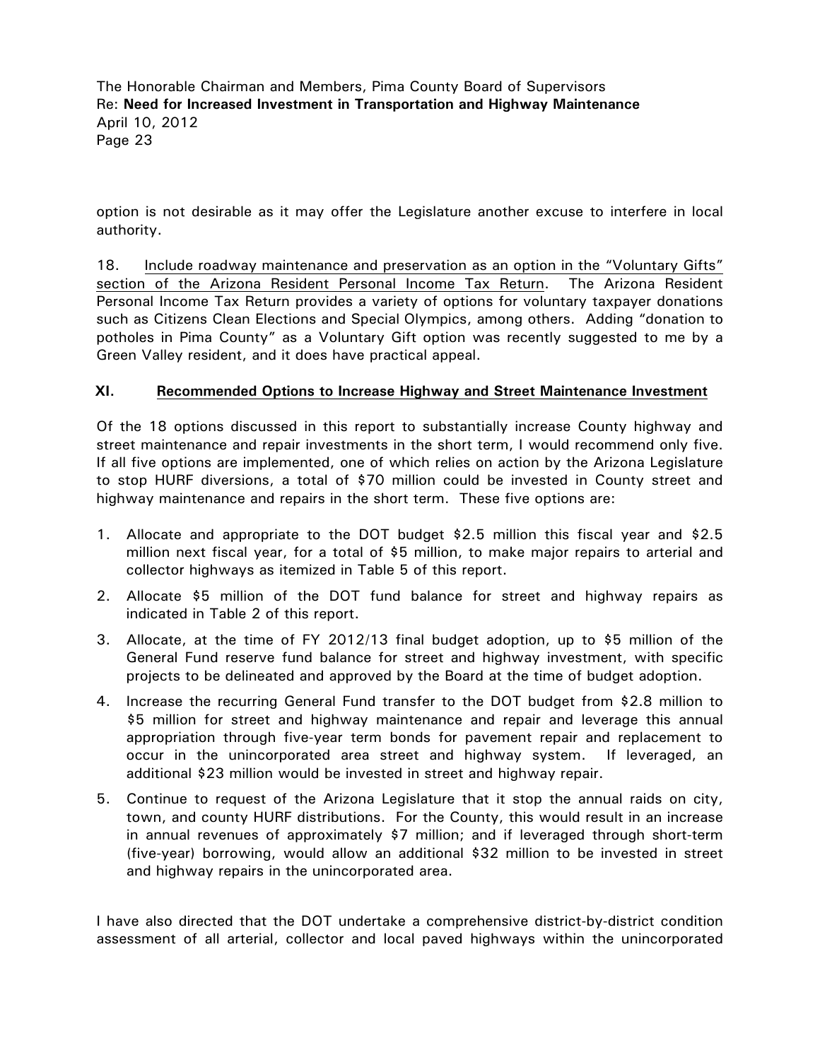option is not desirable as it may offer the Legislature another excuse to interfere in local authority.

18. Include roadway maintenance and preservation as an option in the "Voluntary Gifts" section of the Arizona Resident Personal Income Tax Return. The Arizona Resident Personal Income Tax Return provides a variety of options for voluntary taxpayer donations such as Citizens Clean Elections and Special Olympics, among others. Adding "donation to potholes in Pima County" as a Voluntary Gift option was recently suggested to me by a Green Valley resident, and it does have practical appeal.

## XI. Recommended Options to Increase Highway and Street Maintenance Investment

Of the 18 options discussed in this report to substantially increase County highway and street maintenance and repair investments in the short term, I would recommend only five. If all five options are implemented, one of which relies on action by the Arizona Legislature to stop HURF diversions, a total of $70 million could be invested in County street and highway maintenance and repairs in the short term. These five options are:

1. Allocate and appropriate to the DOT budget $2.5 million this fiscal year and $2.5 million next fiscal year, for a total of $5 million, to make major repairs to arterial and collector highways as itemized in Table 5 of this report.
2. Allocate $5 million of the DOT fund balance for street and highway repairs as indicated in Table 2 of this report.
3. Allocate, at the time of FY 2012/13 final budget adoption, up to $5 million of the General Fund reserve fund balance for street and highway investment, with specific projects to be delineated and approved by the Board at the time of budget adoption.
4. Increase the recurring General Fund transfer to the DOT budget from $2.8 million to $5 million for street and highway maintenance and repair and leverage this annual appropriation through five-year term bonds for pavement repair and replacement to occur in the unincorporated area street and highway system. If leveraged, an additional $23 million would be invested in street and highway repair.
5. Continue to request of the Arizona Legislature that it stop the annual raids on city, town, and county HURF distributions. For the County, this would result in an increase in annual revenues of approximately $7 million; and if leveraged through short-term (five-year) borrowing, would allow an additional $32 million to be invested in street and highway repairs in the unincorporated area.

I have also directed that the DOT undertake a comprehensive district-by-district condition assessment of all arterial, collector and local paved highways within the unincorporated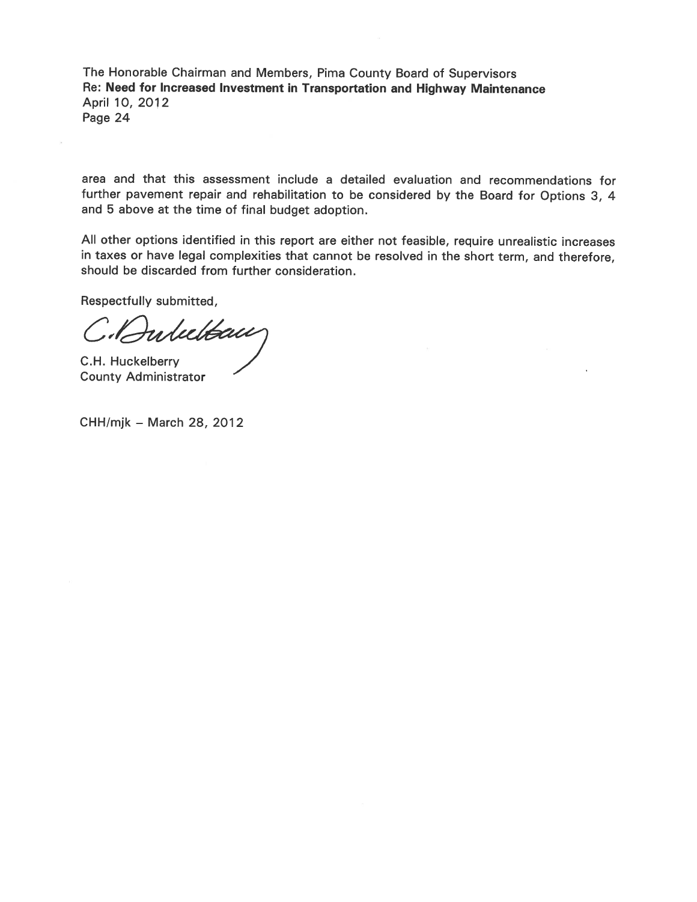area and that this assessment include a detailed evaluation and recommendations for further pavement repair and rehabilitation to be considered by the Board for Options 3, 4 and 5 above at the time of final budget adoption.

All other options identified in this report are either not feasible, require unrealistic increases in taxes or have legal complexities that cannot be resolved in the short term, and therefore, should be discarded from further consideration.

Respectfully submitted,

C.H. Huckelberry
County Administrator

CHH/mjk – March 28, 2012